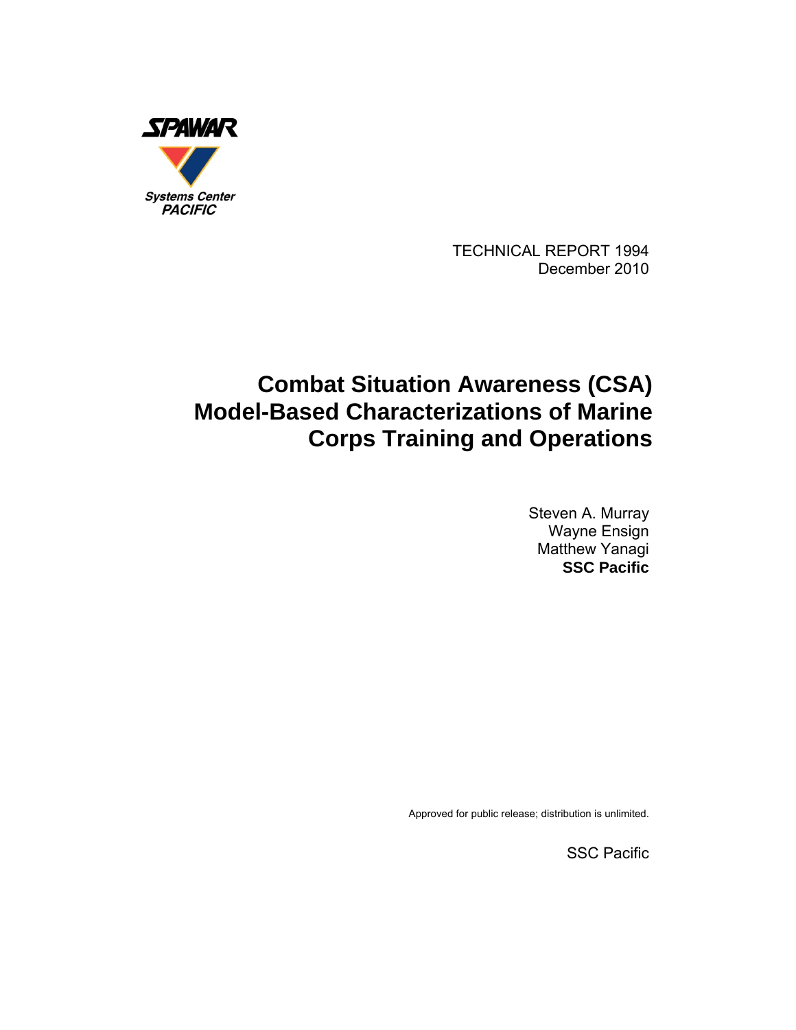SPAWAR

Systems Center
PACIFIC

TECHNICAL REPORT 1994
December 2010

# Combat Situation Awareness (CSA) Model-Based Characterizations of Marine Corps Training and Operations

Steven A. Murray
Wayne Ensign
Matthew Yanagi
**SSC Pacific**

Approved for public release; distribution is unlimited.

SSC Pacific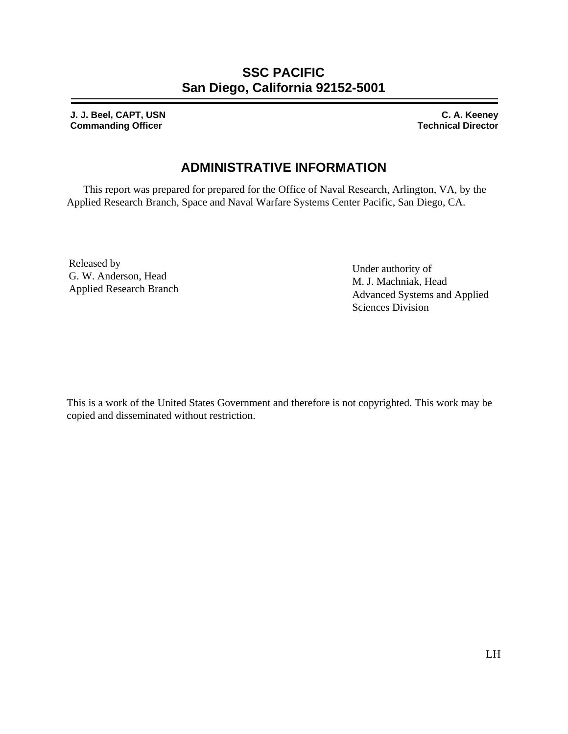# SSC PACIFIC
# San Diego, California 92152-5001

---

**J. J. Beel, CAPT, USN**
**Commanding Officer**

**C. A. Keeney**
**Technical Director**

## ADMINISTRATIVE INFORMATION

This report was prepared for prepared for the Office of Naval Research, Arlington, VA, by the Applied Research Branch, Space and Naval Warfare Systems Center Pacific, San Diego, CA.

Released by
G. W. Anderson, Head
Applied Research Branch

Under authority of
M. J. Machniak, Head
Advanced Systems and Applied Sciences Division

This is a work of the United States Government and therefore is not copyrighted. This work may be copied and disseminated without restriction.

LH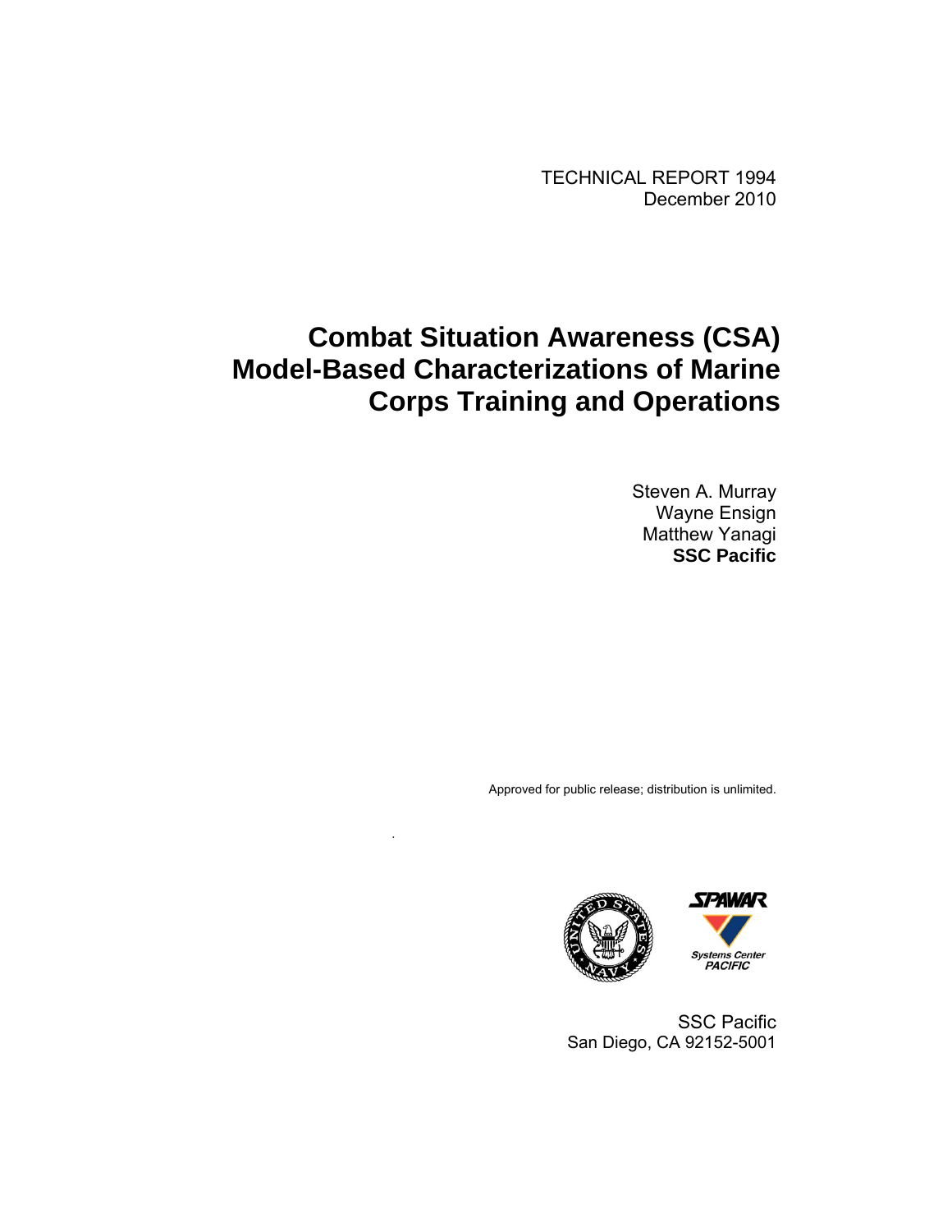TECHNICAL REPORT 1994
December 2010

# Combat Situation Awareness (CSA) Model-Based Characterizations of Marine Corps Training and Operations

Steven A. Murray
Wayne Ensign
Matthew Yanagi
**SSC Pacific**

Approved for public release; distribution is unlimited.

SSC Pacific
San Diego, CA 92152-5001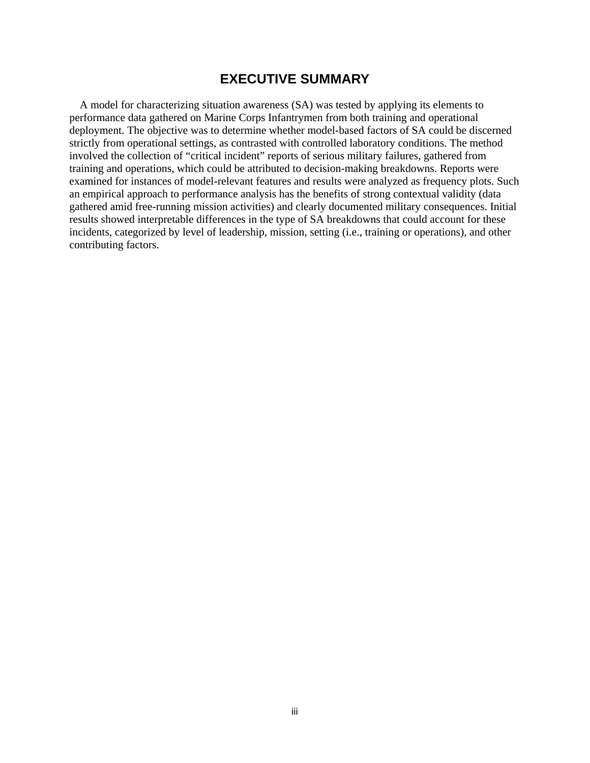# EXECUTIVE SUMMARY

A model for characterizing situation awareness (SA) was tested by applying its elements to performance data gathered on Marine Corps Infantrymen from both training and operational deployment. The objective was to determine whether model-based factors of SA could be discerned strictly from operational settings, as contrasted with controlled laboratory conditions. The method involved the collection of "critical incident" reports of serious military failures, gathered from training and operations, which could be attributed to decision-making breakdowns. Reports were examined for instances of model-relevant features and results were analyzed as frequency plots. Such an empirical approach to performance analysis has the benefits of strong contextual validity (data gathered amid free-running mission activities) and clearly documented military consequences. Initial results showed interpretable differences in the type of SA breakdowns that could account for these incidents, categorized by level of leadership, mission, setting (i.e., training or operations), and other contributing factors.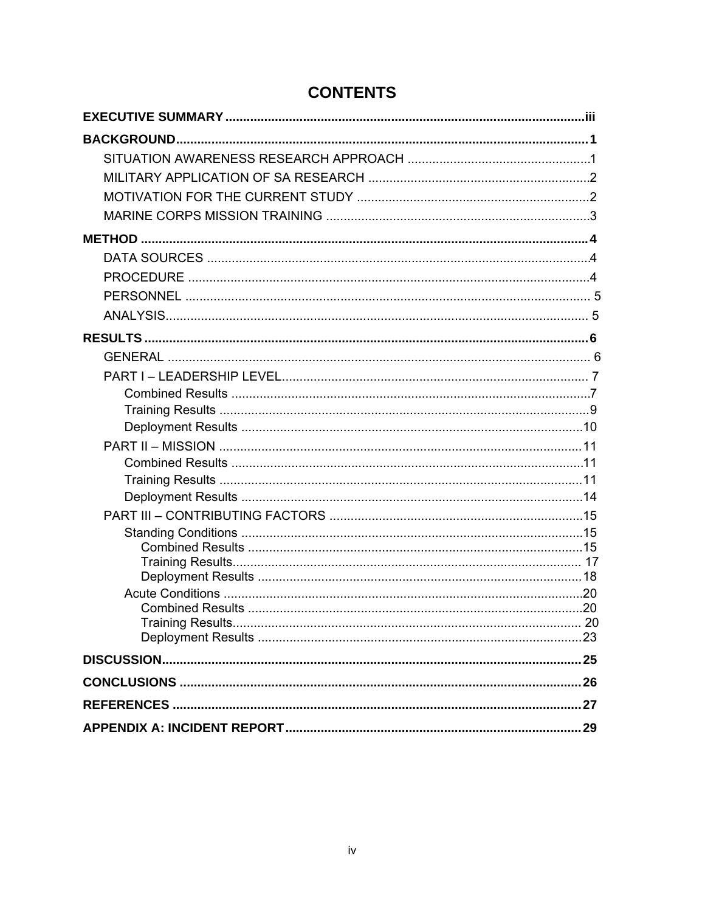# CONTENTS

**EXECUTIVE SUMMARY** ........ iii

**BACKGROUND** ........ 1

- SITUATION AWARENESS RESEARCH APPROACH ........ 1
- MILITARY APPLICATION OF SA RESEARCH ........ 2
- MOTIVATION FOR THE CURRENT STUDY ........ 2
- MARINE CORPS MISSION TRAINING ........ 3

**METHOD** ........ 4

- DATA SOURCES ........ 4
- PROCEDURE ........ 4
- PERSONNEL ........ 5
- ANALYSIS ........ 5

**RESULTS** ........ 6

- GENERAL ........ 6
- PART I – LEADERSHIP LEVEL ........ 7
  - Combined Results ........ 7
  - Training Results ........ 9
  - Deployment Results ........ 10
- PART II – MISSION ........ 11
  - Combined Results ........ 11
  - Training Results ........ 11
  - Deployment Results ........ 14
- PART III – CONTRIBUTING FACTORS ........ 15
  - Standing Conditions ........ 15
    - Combined Results ........ 15
    - Training Results ........ 17
    - Deployment Results ........ 18
  - Acute Conditions ........ 20
    - Combined Results ........ 20
    - Training Results ........ 20
    - Deployment Results ........ 23

**DISCUSSION** ........ 25

**CONCLUSIONS** ........ 26

**REFERENCES** ........ 27

**APPENDIX A: INCIDENT REPORT** ........ 29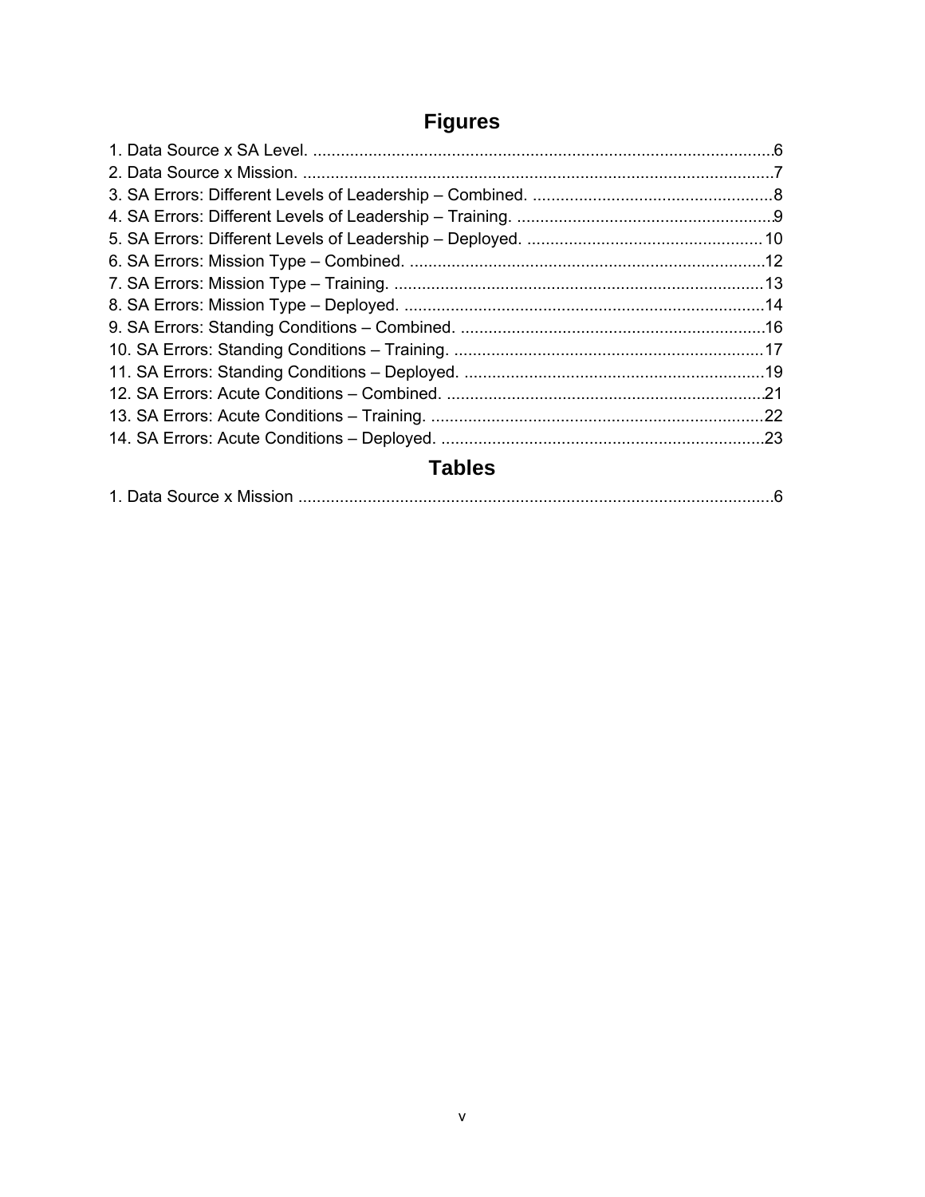## Figures

1. Data Source x SA Level. ....................................................................................................6
2. Data Source x Mission. ......................................................................................................7
3. SA Errors: Different Levels of Leadership – Combined. ....................................................8
4. SA Errors: Different Levels of Leadership – Training. .......................................................9
5. SA Errors: Different Levels of Leadership – Deployed. ...................................................10
6. SA Errors: Mission Type – Combined. .............................................................................12
7. SA Errors: Mission Type – Training. ................................................................................13
8. SA Errors: Mission Type – Deployed. ..............................................................................14
9. SA Errors: Standing Conditions – Combined. ..................................................................16
10. SA Errors: Standing Conditions – Training. ...................................................................17
11. SA Errors: Standing Conditions – Deployed. .................................................................19
12. SA Errors: Acute Conditions – Combined. .....................................................................21
13. SA Errors: Acute Conditions – Training. ........................................................................22
14. SA Errors: Acute Conditions – Deployed. ......................................................................23

## Tables

1. Data Source x Mission .......................................................................................................6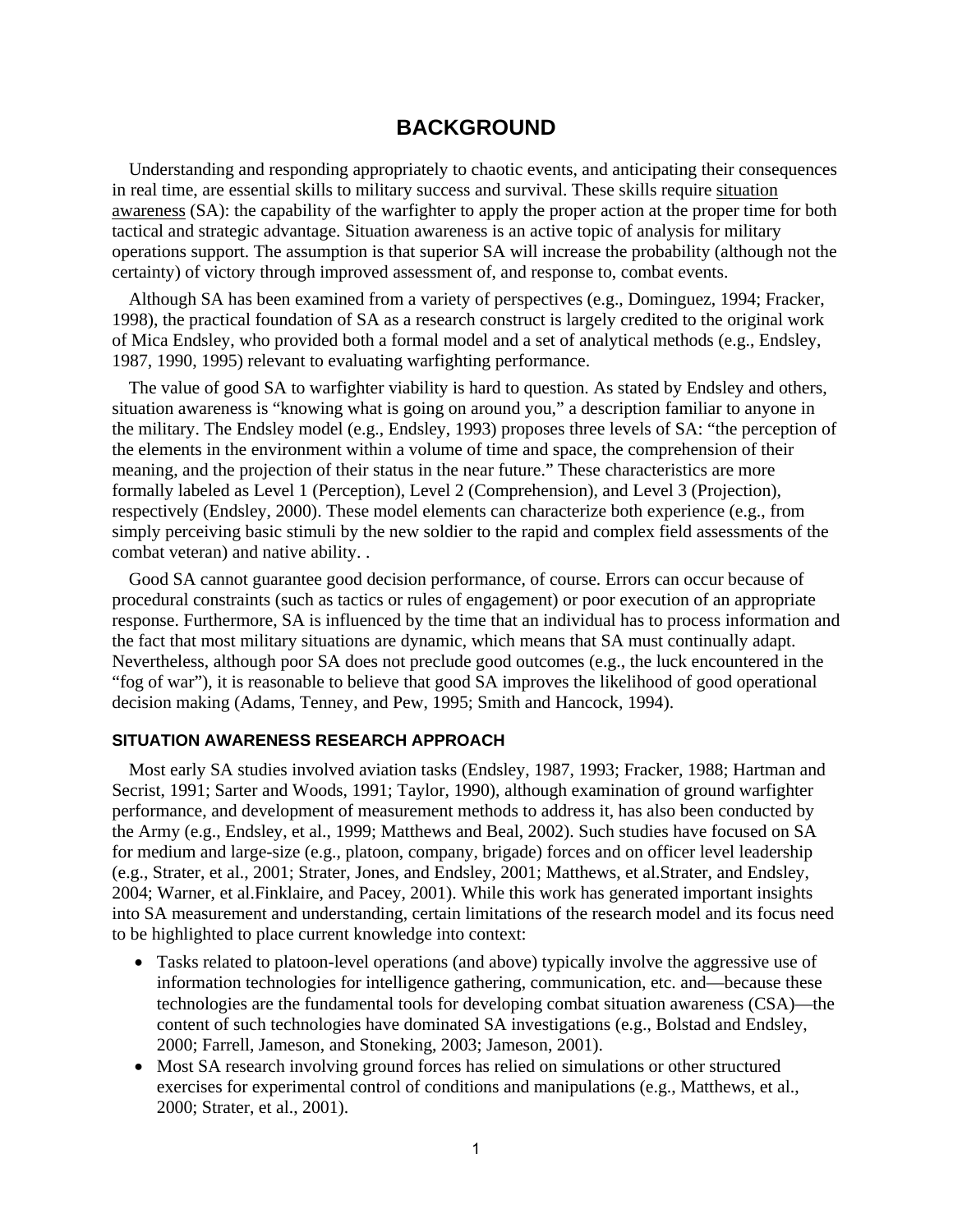# BACKGROUND

Understanding and responding appropriately to chaotic events, and anticipating their consequences in real time, are essential skills to military success and survival. These skills require situation awareness (SA): the capability of the warfighter to apply the proper action at the proper time for both tactical and strategic advantage. Situation awareness is an active topic of analysis for military operations support. The assumption is that superior SA will increase the probability (although not the certainty) of victory through improved assessment of, and response to, combat events.

Although SA has been examined from a variety of perspectives (e.g., Dominguez, 1994; Fracker, 1998), the practical foundation of SA as a research construct is largely credited to the original work of Mica Endsley, who provided both a formal model and a set of analytical methods (e.g., Endsley, 1987, 1990, 1995) relevant to evaluating warfighting performance.

The value of good SA to warfighter viability is hard to question. As stated by Endsley and others, situation awareness is "knowing what is going on around you," a description familiar to anyone in the military. The Endsley model (e.g., Endsley, 1993) proposes three levels of SA: "the perception of the elements in the environment within a volume of time and space, the comprehension of their meaning, and the projection of their status in the near future." These characteristics are more formally labeled as Level 1 (Perception), Level 2 (Comprehension), and Level 3 (Projection), respectively (Endsley, 2000). These model elements can characterize both experience (e.g., from simply perceiving basic stimuli by the new soldier to the rapid and complex field assessments of the combat veteran) and native ability. .

Good SA cannot guarantee good decision performance, of course. Errors can occur because of procedural constraints (such as tactics or rules of engagement) or poor execution of an appropriate response. Furthermore, SA is influenced by the time that an individual has to process information and the fact that most military situations are dynamic, which means that SA must continually adapt. Nevertheless, although poor SA does not preclude good outcomes (e.g., the luck encountered in the "fog of war"), it is reasonable to believe that good SA improves the likelihood of good operational decision making (Adams, Tenney, and Pew, 1995; Smith and Hancock, 1994).

### SITUATION AWARENESS RESEARCH APPROACH

Most early SA studies involved aviation tasks (Endsley, 1987, 1993; Fracker, 1988; Hartman and Secrist, 1991; Sarter and Woods, 1991; Taylor, 1990), although examination of ground warfighter performance, and development of measurement methods to address it, has also been conducted by the Army (e.g., Endsley, et al., 1999; Matthews and Beal, 2002). Such studies have focused on SA for medium and large-size (e.g., platoon, company, brigade) forces and on officer level leadership (e.g., Strater, et al., 2001; Strater, Jones, and Endsley, 2001; Matthews, et al.Strater, and Endsley, 2004; Warner, et al.Finklaire, and Pacey, 2001). While this work has generated important insights into SA measurement and understanding, certain limitations of the research model and its focus need to be highlighted to place current knowledge into context:

- Tasks related to platoon-level operations (and above) typically involve the aggressive use of information technologies for intelligence gathering, communication, etc. and—because these technologies are the fundamental tools for developing combat situation awareness (CSA)—the content of such technologies have dominated SA investigations (e.g., Bolstad and Endsley, 2000; Farrell, Jameson, and Stoneking, 2003; Jameson, 2001).
- Most SA research involving ground forces has relied on simulations or other structured exercises for experimental control of conditions and manipulations (e.g., Matthews, et al., 2000; Strater, et al., 2001).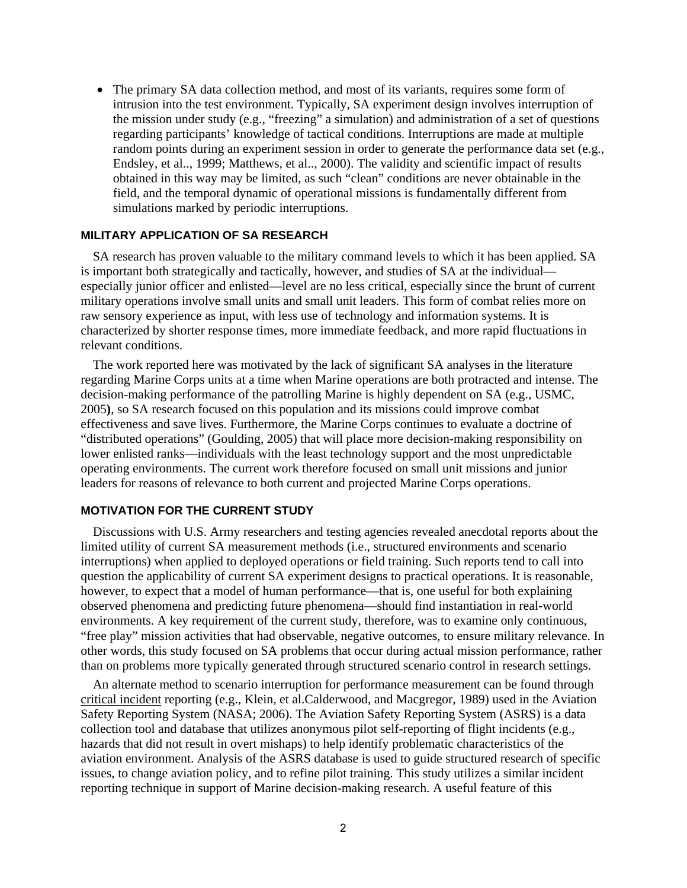- The primary SA data collection method, and most of its variants, requires some form of intrusion into the test environment. Typically, SA experiment design involves interruption of the mission under study (e.g., "freezing" a simulation) and administration of a set of questions regarding participants' knowledge of tactical conditions. Interruptions are made at multiple random points during an experiment session in order to generate the performance data set (e.g., Endsley, et al.., 1999; Matthews, et al.., 2000). The validity and scientific impact of results obtained in this way may be limited, as such "clean" conditions are never obtainable in the field, and the temporal dynamic of operational missions is fundamentally different from simulations marked by periodic interruptions.

### MILITARY APPLICATION OF SA RESEARCH

SA research has proven valuable to the military command levels to which it has been applied. SA is important both strategically and tactically, however, and studies of SA at the individual—especially junior officer and enlisted—level are no less critical, especially since the brunt of current military operations involve small units and small unit leaders. This form of combat relies more on raw sensory experience as input, with less use of technology and information systems. It is characterized by shorter response times, more immediate feedback, and more rapid fluctuations in relevant conditions.

The work reported here was motivated by the lack of significant SA analyses in the literature regarding Marine Corps units at a time when Marine operations are both protracted and intense. The decision-making performance of the patrolling Marine is highly dependent on SA (e.g., USMC, 2005**)**, so SA research focused on this population and its missions could improve combat effectiveness and save lives. Furthermore, the Marine Corps continues to evaluate a doctrine of "distributed operations" (Goulding, 2005) that will place more decision-making responsibility on lower enlisted ranks—individuals with the least technology support and the most unpredictable operating environments. The current work therefore focused on small unit missions and junior leaders for reasons of relevance to both current and projected Marine Corps operations.

### MOTIVATION FOR THE CURRENT STUDY

Discussions with U.S. Army researchers and testing agencies revealed anecdotal reports about the limited utility of current SA measurement methods (i.e., structured environments and scenario interruptions) when applied to deployed operations or field training. Such reports tend to call into question the applicability of current SA experiment designs to practical operations. It is reasonable, however, to expect that a model of human performance—that is, one useful for both explaining observed phenomena and predicting future phenomena—should find instantiation in real-world environments. A key requirement of the current study, therefore, was to examine only continuous, "free play" mission activities that had observable, negative outcomes, to ensure military relevance. In other words, this study focused on SA problems that occur during actual mission performance, rather than on problems more typically generated through structured scenario control in research settings.

An alternate method to scenario interruption for performance measurement can be found through critical incident reporting (e.g., Klein, et al.Calderwood, and Macgregor, 1989) used in the Aviation Safety Reporting System (NASA; 2006). The Aviation Safety Reporting System (ASRS) is a data collection tool and database that utilizes anonymous pilot self-reporting of flight incidents (e.g., hazards that did not result in overt mishaps) to help identify problematic characteristics of the aviation environment. Analysis of the ASRS database is used to guide structured research of specific issues, to change aviation policy, and to refine pilot training. This study utilizes a similar incident reporting technique in support of Marine decision-making research. A useful feature of this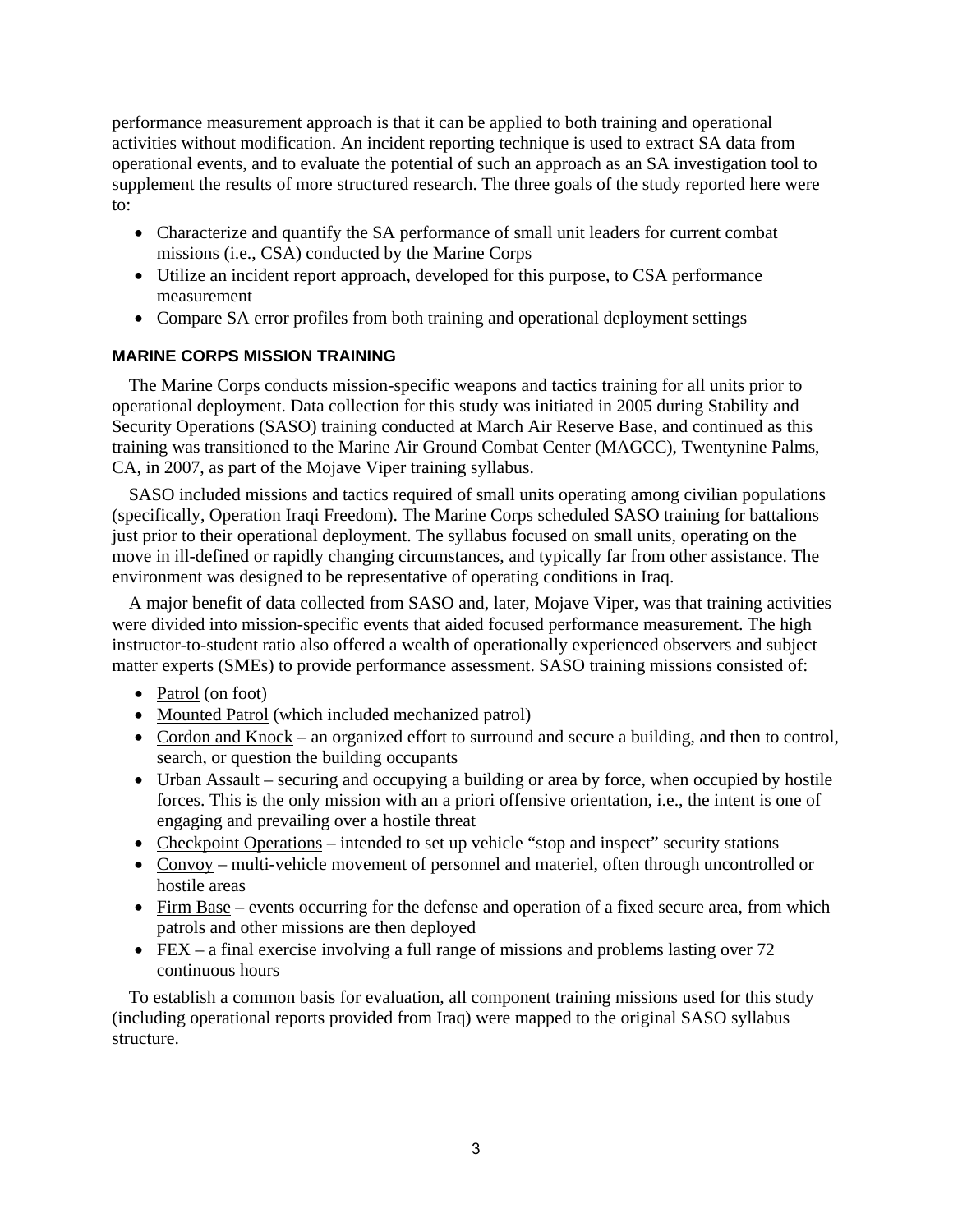performance measurement approach is that it can be applied to both training and operational activities without modification. An incident reporting technique is used to extract SA data from operational events, and to evaluate the potential of such an approach as an SA investigation tool to supplement the results of more structured research. The three goals of the study reported here were to:

- Characterize and quantify the SA performance of small unit leaders for current combat missions (i.e., CSA) conducted by the Marine Corps
- Utilize an incident report approach, developed for this purpose, to CSA performance measurement
- Compare SA error profiles from both training and operational deployment settings

### MARINE CORPS MISSION TRAINING

The Marine Corps conducts mission-specific weapons and tactics training for all units prior to operational deployment. Data collection for this study was initiated in 2005 during Stability and Security Operations (SASO) training conducted at March Air Reserve Base, and continued as this training was transitioned to the Marine Air Ground Combat Center (MAGCC), Twentynine Palms, CA, in 2007, as part of the Mojave Viper training syllabus.

SASO included missions and tactics required of small units operating among civilian populations (specifically, Operation Iraqi Freedom). The Marine Corps scheduled SASO training for battalions just prior to their operational deployment. The syllabus focused on small units, operating on the move in ill-defined or rapidly changing circumstances, and typically far from other assistance. The environment was designed to be representative of operating conditions in Iraq.

A major benefit of data collected from SASO and, later, Mojave Viper, was that training activities were divided into mission-specific events that aided focused performance measurement. The high instructor-to-student ratio also offered a wealth of operationally experienced observers and subject matter experts (SMEs) to provide performance assessment. SASO training missions consisted of:

- Patrol (on foot)
- Mounted Patrol (which included mechanized patrol)
- Cordon and Knock – an organized effort to surround and secure a building, and then to control, search, or question the building occupants
- Urban Assault – securing and occupying a building or area by force, when occupied by hostile forces. This is the only mission with an a priori offensive orientation, i.e., the intent is one of engaging and prevailing over a hostile threat
- Checkpoint Operations – intended to set up vehicle "stop and inspect" security stations
- Convoy – multi-vehicle movement of personnel and materiel, often through uncontrolled or hostile areas
- Firm Base – events occurring for the defense and operation of a fixed secure area, from which patrols and other missions are then deployed
- FEX – a final exercise involving a full range of missions and problems lasting over 72 continuous hours

To establish a common basis for evaluation, all component training missions used for this study (including operational reports provided from Iraq) were mapped to the original SASO syllabus structure.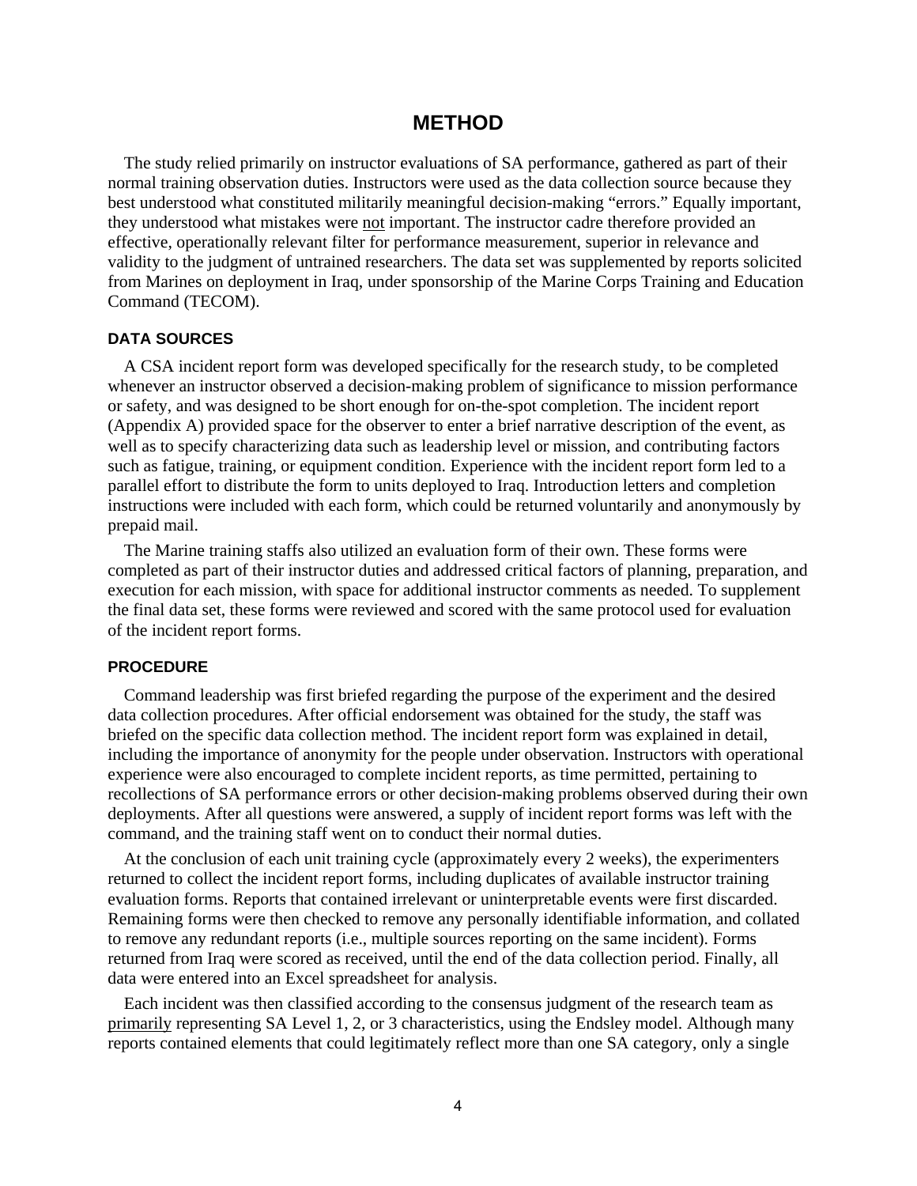# METHOD

The study relied primarily on instructor evaluations of SA performance, gathered as part of their normal training observation duties. Instructors were used as the data collection source because they best understood what constituted militarily meaningful decision-making "errors." Equally important, they understood what mistakes were <u>not</u> important. The instructor cadre therefore provided an effective, operationally relevant filter for performance measurement, superior in relevance and validity to the judgment of untrained researchers. The data set was supplemented by reports solicited from Marines on deployment in Iraq, under sponsorship of the Marine Corps Training and Education Command (TECOM).

## DATA SOURCES

A CSA incident report form was developed specifically for the research study, to be completed whenever an instructor observed a decision-making problem of significance to mission performance or safety, and was designed to be short enough for on-the-spot completion. The incident report (Appendix A) provided space for the observer to enter a brief narrative description of the event, as well as to specify characterizing data such as leadership level or mission, and contributing factors such as fatigue, training, or equipment condition. Experience with the incident report form led to a parallel effort to distribute the form to units deployed to Iraq. Introduction letters and completion instructions were included with each form, which could be returned voluntarily and anonymously by prepaid mail.

The Marine training staffs also utilized an evaluation form of their own. These forms were completed as part of their instructor duties and addressed critical factors of planning, preparation, and execution for each mission, with space for additional instructor comments as needed. To supplement the final data set, these forms were reviewed and scored with the same protocol used for evaluation of the incident report forms.

## PROCEDURE

Command leadership was first briefed regarding the purpose of the experiment and the desired data collection procedures. After official endorsement was obtained for the study, the staff was briefed on the specific data collection method. The incident report form was explained in detail, including the importance of anonymity for the people under observation. Instructors with operational experience were also encouraged to complete incident reports, as time permitted, pertaining to recollections of SA performance errors or other decision-making problems observed during their own deployments. After all questions were answered, a supply of incident report forms was left with the command, and the training staff went on to conduct their normal duties.

At the conclusion of each unit training cycle (approximately every 2 weeks), the experimenters returned to collect the incident report forms, including duplicates of available instructor training evaluation forms. Reports that contained irrelevant or uninterpretable events were first discarded. Remaining forms were then checked to remove any personally identifiable information, and collated to remove any redundant reports (i.e., multiple sources reporting on the same incident). Forms returned from Iraq were scored as received, until the end of the data collection period. Finally, all data were entered into an Excel spreadsheet for analysis.

Each incident was then classified according to the consensus judgment of the research team as <u>primarily</u> representing SA Level 1, 2, or 3 characteristics, using the Endsley model. Although many reports contained elements that could legitimately reflect more than one SA category, only a single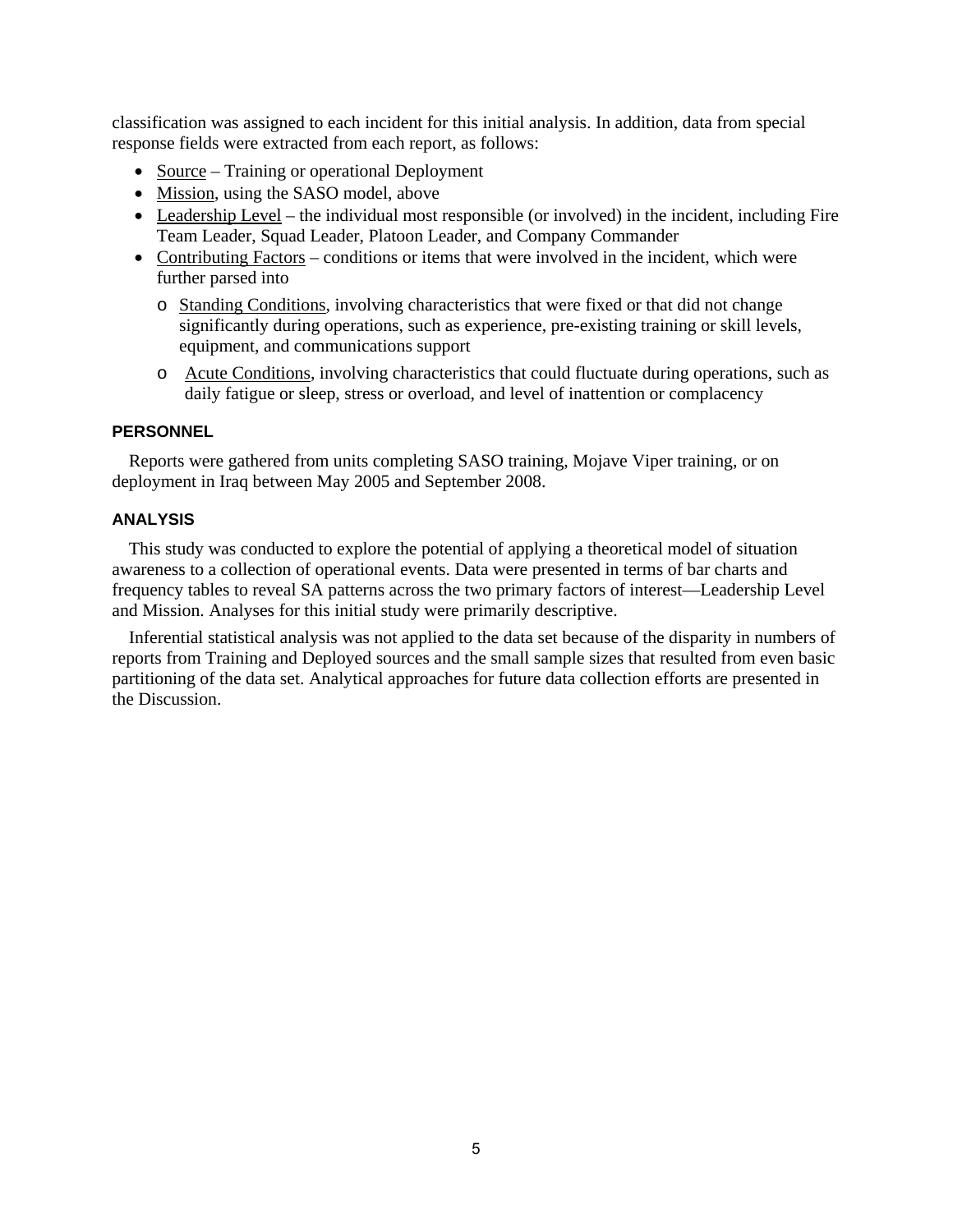classification was assigned to each incident for this initial analysis. In addition, data from special response fields were extracted from each report, as follows:

- Source – Training or operational Deployment
- Mission, using the SASO model, above
- Leadership Level – the individual most responsible (or involved) in the incident, including Fire Team Leader, Squad Leader, Platoon Leader, and Company Commander
- Contributing Factors – conditions or items that were involved in the incident, which were further parsed into
  - Standing Conditions, involving characteristics that were fixed or that did not change significantly during operations, such as experience, pre-existing training or skill levels, equipment, and communications support
  - Acute Conditions, involving characteristics that could fluctuate during operations, such as daily fatigue or sleep, stress or overload, and level of inattention or complacency

### PERSONNEL

Reports were gathered from units completing SASO training, Mojave Viper training, or on deployment in Iraq between May 2005 and September 2008.

### ANALYSIS

This study was conducted to explore the potential of applying a theoretical model of situation awareness to a collection of operational events. Data were presented in terms of bar charts and frequency tables to reveal SA patterns across the two primary factors of interest—Leadership Level and Mission. Analyses for this initial study were primarily descriptive.

Inferential statistical analysis was not applied to the data set because of the disparity in numbers of reports from Training and Deployed sources and the small sample sizes that resulted from even basic partitioning of the data set. Analytical approaches for future data collection efforts are presented in the Discussion.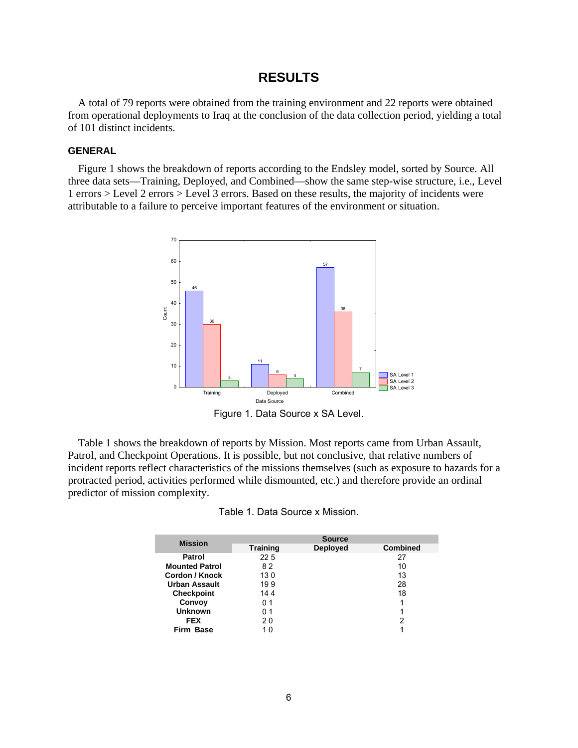# RESULTS

A total of 79 reports were obtained from the training environment and 22 reports were obtained from operational deployments to Iraq at the conclusion of the data collection period, yielding a total of 101 distinct incidents.

## GENERAL

Figure 1 shows the breakdown of reports according to the Endsley model, sorted by Source. All three data sets—Training, Deployed, and Combined—show the same step-wise structure, i.e., Level 1 errors > Level 2 errors > Level 3 errors. Based on these results, the majority of incidents were attributable to a failure to perceive important features of the environment or situation.

Figure 1. Data Source x SA Level.

Table 1 shows the breakdown of reports by Mission. Most reports came from Urban Assault, Patrol, and Checkpoint Operations. It is possible, but not conclusive, that relative numbers of incident reports reflect characteristics of the missions themselves (such as exposure to hazards for a protracted period, activities performed while dismounted, etc.) and therefore provide an ordinal predictor of mission complexity.

Table 1. Data Source x Mission.

| Mission | Source | | |
|---|---|---|---|
| | Training | Deployed | Combined |
| Patrol | 22 | 5 | 27 |
| Mounted Patrol | 8 | 2 | 10 |
| Cordon / Knock | 13 | 0 | 13 |
| Urban Assault | 19 | 9 | 28 |
| Checkpoint | 14 | 4 | 18 |
| Convoy | 0 | 1 | 1 |
| Unknown | 0 | 1 | 1 |
| FEX | 2 | 0 | 2 |
| Firm Base | 1 | 0 | 1 |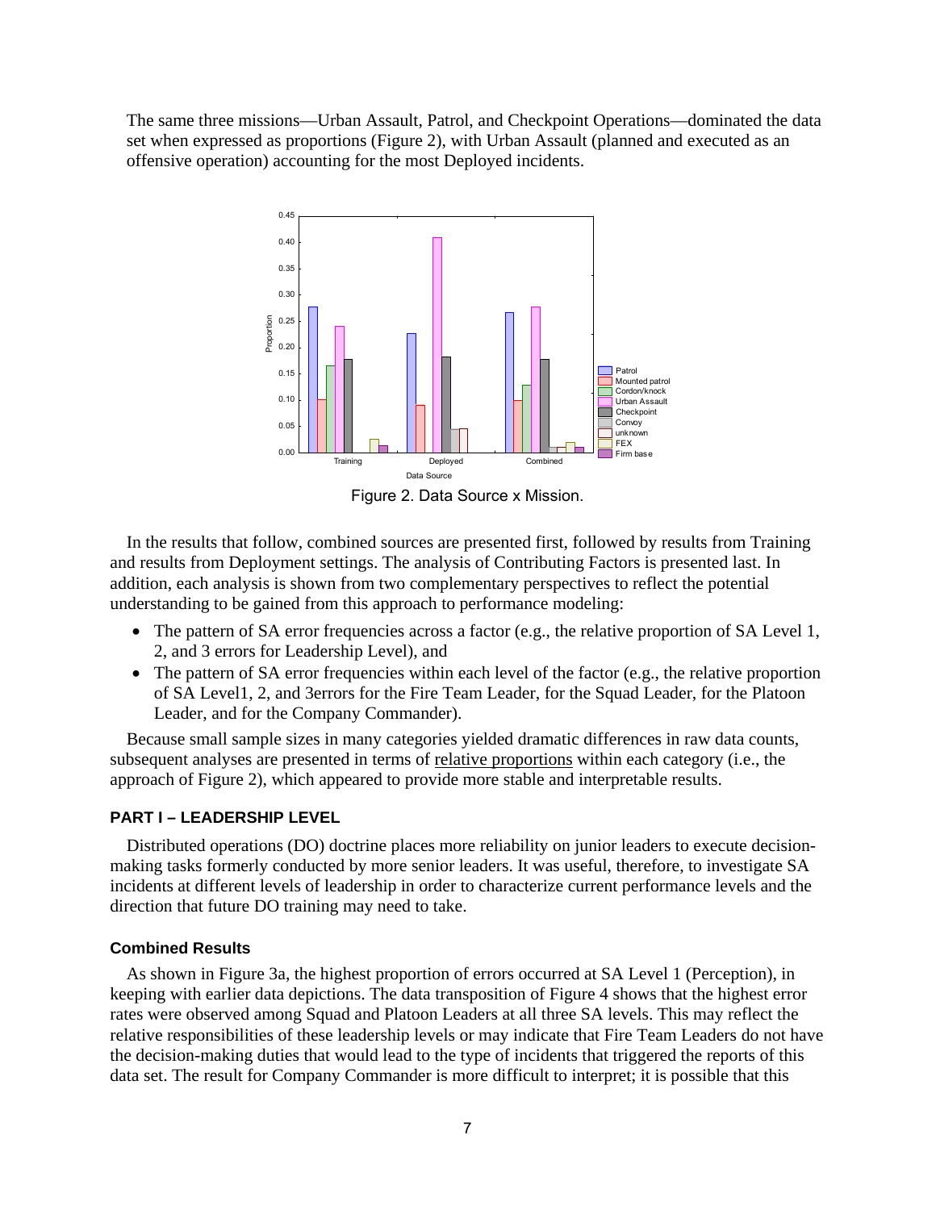The same three missions—Urban Assault, Patrol, and Checkpoint Operations—dominated the data set when expressed as proportions (Figure 2), with Urban Assault (planned and executed as an offensive operation) accounting for the most Deployed incidents.

Figure 2. Data Source x Mission.

In the results that follow, combined sources are presented first, followed by results from Training and results from Deployment settings. The analysis of Contributing Factors is presented last. In addition, each analysis is shown from two complementary perspectives to reflect the potential understanding to be gained from this approach to performance modeling:

- The pattern of SA error frequencies across a factor (e.g., the relative proportion of SA Level 1, 2, and 3 errors for Leadership Level), and
- The pattern of SA error frequencies within each level of the factor (e.g., the relative proportion of SA Level1, 2, and 3errors for the Fire Team Leader, for the Squad Leader, for the Platoon Leader, and for the Company Commander).

Because small sample sizes in many categories yielded dramatic differences in raw data counts, subsequent analyses are presented in terms of relative proportions within each category (i.e., the approach of Figure 2), which appeared to provide more stable and interpretable results.

## PART I – LEADERSHIP LEVEL

Distributed operations (DO) doctrine places more reliability on junior leaders to execute decision-making tasks formerly conducted by more senior leaders. It was useful, therefore, to investigate SA incidents at different levels of leadership in order to characterize current performance levels and the direction that future DO training may need to take.

### Combined Results

As shown in Figure 3a, the highest proportion of errors occurred at SA Level 1 (Perception), in keeping with earlier data depictions. The data transposition of Figure 4 shows that the highest error rates were observed among Squad and Platoon Leaders at all three SA levels. This may reflect the relative responsibilities of these leadership levels or may indicate that Fire Team Leaders do not have the decision-making duties that would lead to the type of incidents that triggered the reports of this data set. The result for Company Commander is more difficult to interpret; it is possible that this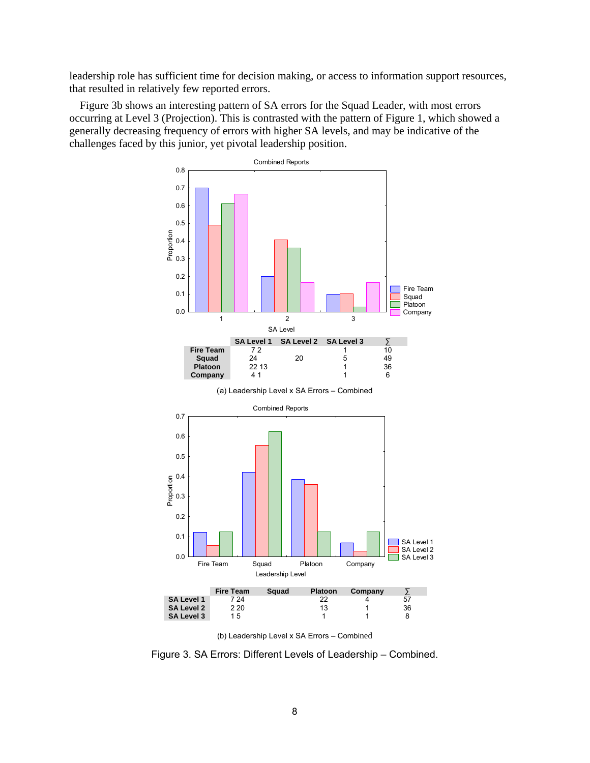leadership role has sufficient time for decision making, or access to information support resources, that resulted in relatively few reported errors.

Figure 3b shows an interesting pattern of SA errors for the Squad Leader, with most errors occurring at Level 3 (Projection). This is contrasted with the pattern of Figure 1, which showed a generally decreasing frequency of errors with higher SA levels, and may be indicative of the challenges faced by this junior, yet pivotal leadership position.

| | SA Level 1 | SA Level 2 | SA Level 3 | ∑ |
|---|---|---|---|---|
| **Fire Team** | 7 2 | | 1 | 10 |
| **Squad** | 24 | 20 | 5 | 49 |
| **Platoon** | 22 13 | | 1 | 36 |
| **Company** | 4 1 | | 1 | 6 |

(a) Leadership Level x SA Errors – Combined

| | Fire Team | Squad | Platoon | Company | ∑ |
|---|---|---|---|---|---|
| **SA Level 1** | 7 24 | | 22 | 4 | 57 |
| **SA Level 2** | 2 20 | | 13 | 1 | 36 |
| **SA Level 3** | 1 5 | | 1 | 1 | 8 |

(b) Leadership Level x SA Errors – Combined

Figure 3. SA Errors: Different Levels of Leadership – Combined.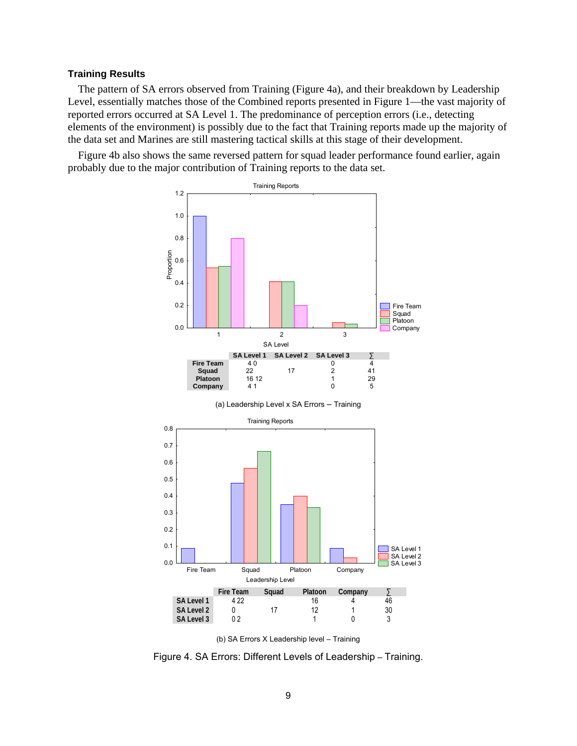### Training Results

The pattern of SA errors observed from Training (Figure 4a), and their breakdown by Leadership Level, essentially matches those of the Combined reports presented in Figure 1—the vast majority of reported errors occurred at SA Level 1. The predominance of perception errors (i.e., detecting elements of the environment) is possibly due to the fact that Training reports made up the majority of the data set and Marines are still mastering tactical skills at this stage of their development.

Figure 4b also shows the same reversed pattern for squad leader performance found earlier, again probably due to the major contribution of Training reports to the data set.

| | SA Level 1 | SA Level 2 | SA Level 3 | ∑ |
|---|---|---|---|---|
| **Fire Team** | 4 0 | | 0 | 4 |
| **Squad** | 22 | 17 | 2 | 41 |
| **Platoon** | 16 12 | | 1 | 29 |
| **Company** | 4 1 | | 0 | 5 |

(a) Leadership Level x SA Errors – Training

| | Fire Team | Squad | Platoon | Company | ∑ |
|---|---|---|---|---|---|
| **SA Level 1** | 4 22 | | 16 | 4 | 46 |
| **SA Level 2** | 0 | 17 | 12 | 1 | 30 |
| **SA Level 3** | 0 2 | | 1 | 0 | 3 |

(b) SA Errors X Leadership level – Training

Figure 4. SA Errors: Different Levels of Leadership – Training.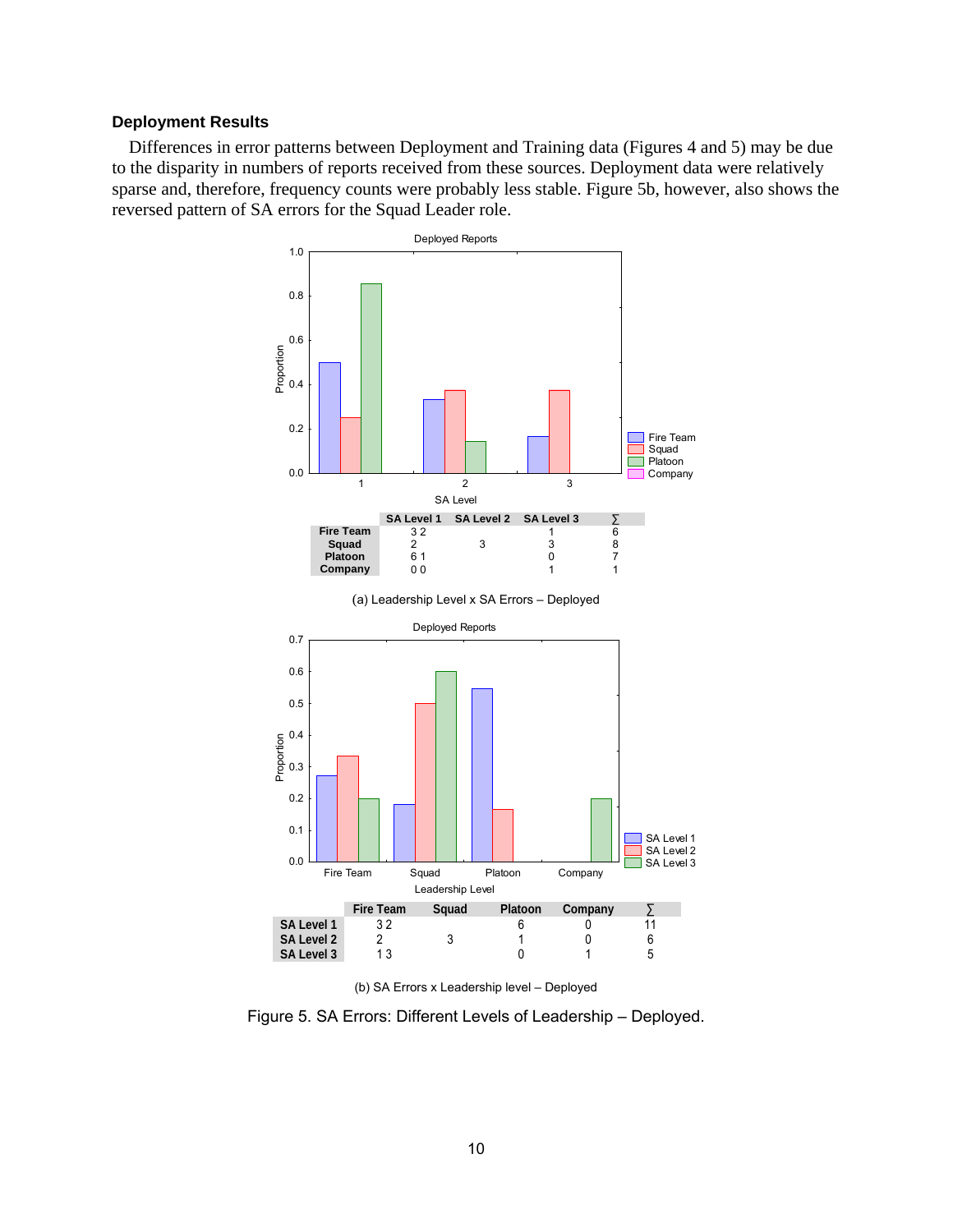### Deployment Results

Differences in error patterns between Deployment and Training data (Figures 4 and 5) may be due to the disparity in numbers of reports received from these sources. Deployment data were relatively sparse and, therefore, frequency counts were probably less stable. Figure 5b, however, also shows the reversed pattern of SA errors for the Squad Leader role.

| | SA Level 1 | SA Level 2 | SA Level 3 | ∑ |
|---|---|---|---|---|
| Fire Team | 3 2 | | 1 | 6 |
| Squad | 2 | 3 | 3 | 8 |
| Platoon | 6 1 | | 0 | 7 |
| Company | 0 0 | | 1 | 1 |

(a) Leadership Level x SA Errors – Deployed

| | Fire Team | Squad | Platoon | Company | ∑ |
|---|---|---|---|---|---|
| SA Level 1 | 3 2 | | 6 | 0 | 11 |
| SA Level 2 | 2 | 3 | 1 | 0 | 6 |
| SA Level 3 | 1 3 | | 0 | 1 | 5 |

(b) SA Errors x Leadership level – Deployed

Figure 5. SA Errors: Different Levels of Leadership – Deployed.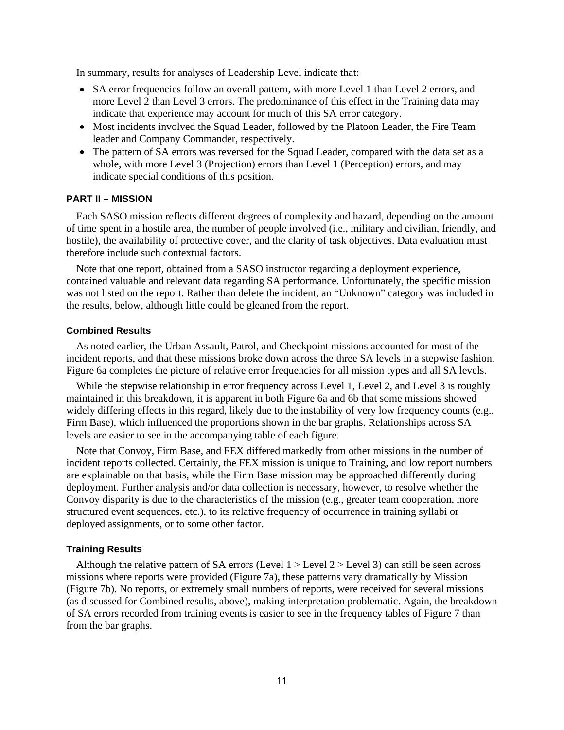In summary, results for analyses of Leadership Level indicate that:

- SA error frequencies follow an overall pattern, with more Level 1 than Level 2 errors, and more Level 2 than Level 3 errors. The predominance of this effect in the Training data may indicate that experience may account for much of this SA error category.
- Most incidents involved the Squad Leader, followed by the Platoon Leader, the Fire Team leader and Company Commander, respectively.
- The pattern of SA errors was reversed for the Squad Leader, compared with the data set as a whole, with more Level 3 (Projection) errors than Level 1 (Perception) errors, and may indicate special conditions of this position.

## PART II – MISSION

Each SASO mission reflects different degrees of complexity and hazard, depending on the amount of time spent in a hostile area, the number of people involved (i.e., military and civilian, friendly, and hostile), the availability of protective cover, and the clarity of task objectives. Data evaluation must therefore include such contextual factors.

Note that one report, obtained from a SASO instructor regarding a deployment experience, contained valuable and relevant data regarding SA performance. Unfortunately, the specific mission was not listed on the report. Rather than delete the incident, an "Unknown" category was included in the results, below, although little could be gleaned from the report.

### Combined Results

As noted earlier, the Urban Assault, Patrol, and Checkpoint missions accounted for most of the incident reports, and that these missions broke down across the three SA levels in a stepwise fashion. Figure 6a completes the picture of relative error frequencies for all mission types and all SA levels.

While the stepwise relationship in error frequency across Level 1, Level 2, and Level 3 is roughly maintained in this breakdown, it is apparent in both Figure 6a and 6b that some missions showed widely differing effects in this regard, likely due to the instability of very low frequency counts (e.g., Firm Base), which influenced the proportions shown in the bar graphs. Relationships across SA levels are easier to see in the accompanying table of each figure.

Note that Convoy, Firm Base, and FEX differed markedly from other missions in the number of incident reports collected. Certainly, the FEX mission is unique to Training, and low report numbers are explainable on that basis, while the Firm Base mission may be approached differently during deployment. Further analysis and/or data collection is necessary, however, to resolve whether the Convoy disparity is due to the characteristics of the mission (e.g., greater team cooperation, more structured event sequences, etc.), to its relative frequency of occurrence in training syllabi or deployed assignments, or to some other factor.

### Training Results

Although the relative pattern of SA errors (Level 1 > Level 2 > Level 3) can still be seen across missions where reports were provided (Figure 7a), these patterns vary dramatically by Mission (Figure 7b). No reports, or extremely small numbers of reports, were received for several missions (as discussed for Combined results, above), making interpretation problematic. Again, the breakdown of SA errors recorded from training events is easier to see in the frequency tables of Figure 7 than from the bar graphs.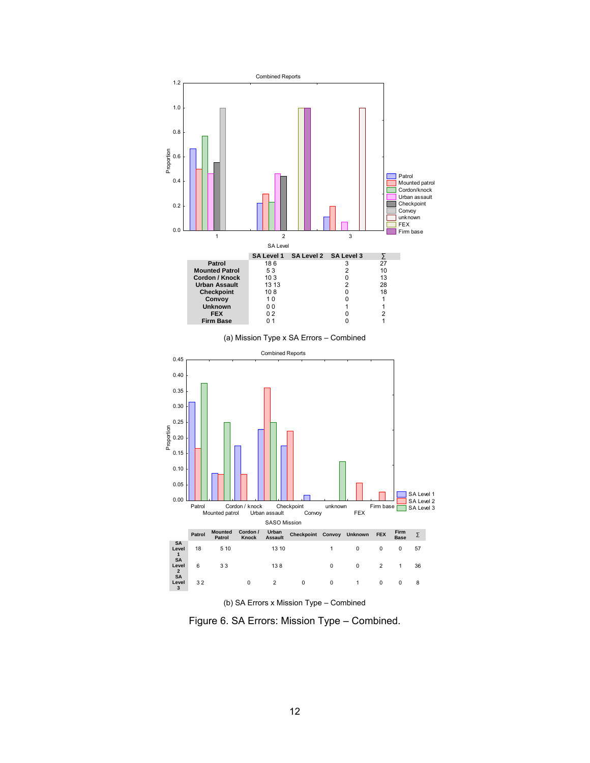| | SA Level 1 | SA Level 2 | SA Level 3 | ∑ |
|---|---|---|---|---|
| **Patrol** | 18 6 | | 3 | 27 |
| **Mounted Patrol** | 5 3 | | 2 | 10 |
| **Cordon / Knock** | 10 3 | | 0 | 13 |
| **Urban Assault** | 13 13 | | 2 | 28 |
| **Checkpoint** | 10 8 | | 0 | 18 |
| **Convoy** | 1 0 | | 0 | 1 |
| **Unknown** | 0 0 | | 1 | 1 |
| **FEX** | 0 2 | | 0 | 2 |
| **Firm Base** | 0 1 | | 0 | 1 |

(a) Mission Type x SA Errors – Combined

| | Patrol | Mounted Patrol | Cordon / Knock | Urban Assault | Checkpoint | Convoy | Unknown | FEX | Firm Base | ∑ |
|---|---|---|---|---|---|---|---|---|---|---|
| **SA Level 1** | 18 | 5 10 | | 13 10 | | 1 | 0 | 0 | 0 | 57 |
| **SA Level 2** | 6 | 3 3 | | 13 8 | | 0 | 0 | 2 | 1 | 36 |
| **SA Level 3** | 3 2 | | 0 | 2 | 0 | 0 | 1 | 0 | 0 | 8 |

(b) SA Errors x Mission Type – Combined

Figure 6. SA Errors: Mission Type – Combined.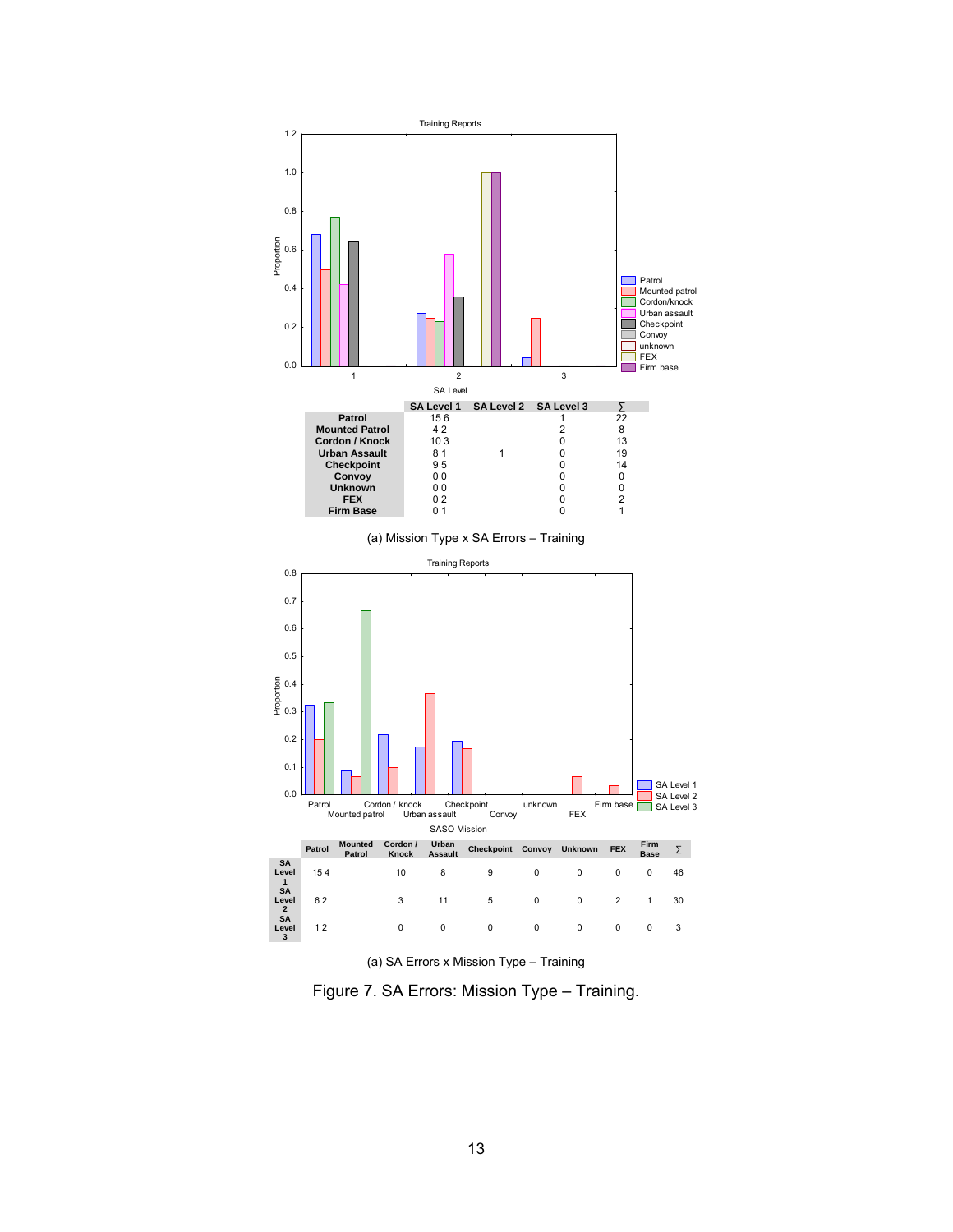| | SA Level 1 | SA Level 2 | SA Level 3 | ∑ |
|---|---|---|---|---|
| **Patrol** | 15 6 | | 1 | 22 |
| **Mounted Patrol** | 4 2 | | 2 | 8 |
| **Cordon / Knock** | 10 3 | | 0 | 13 |
| **Urban Assault** | 8 1 | 1 | 0 | 19 |
| **Checkpoint** | 9 5 | | 0 | 14 |
| **Convoy** | 0 0 | | 0 | 0 |
| **Unknown** | 0 0 | | 0 | 0 |
| **FEX** | 0 2 | | 0 | 2 |
| **Firm Base** | 0 1 | | 0 | 1 |

(a) Mission Type x SA Errors – Training

| | Patrol | Mounted Patrol | Cordon / Knock | Urban Assault | Checkpoint | Convoy | Unknown | FEX | Firm Base | ∑ |
|---|---|---|---|---|---|---|---|---|---|---|
| **SA Level 1** | 15 4 | | 10 | 8 | 9 | 0 | 0 | 0 | 0 | 46 |
| **SA Level 2** | 6 2 | | 3 | 11 | 5 | 0 | 0 | 2 | 1 | 30 |
| **SA Level 3** | 1 2 | | 0 | 0 | 0 | 0 | 0 | 0 | 0 | 3 |

(a) SA Errors x Mission Type – Training

Figure 7. SA Errors: Mission Type – Training.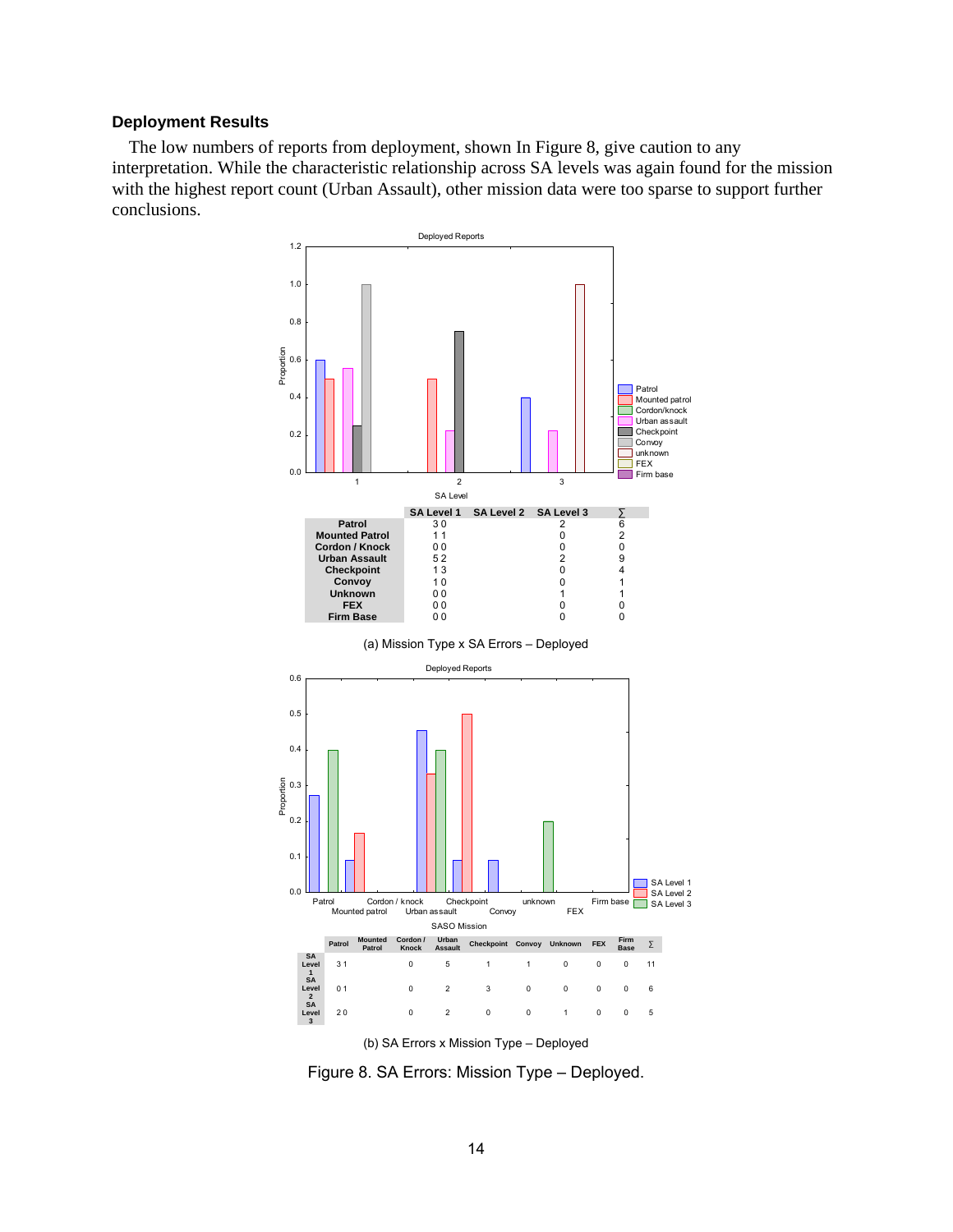## Deployment Results

The low numbers of reports from deployment, shown In Figure 8, give caution to any interpretation. While the characteristic relationship across SA levels was again found for the mission with the highest report count (Urban Assault), other mission data were too sparse to support further conclusions.

| | SA Level 1 | SA Level 2 | SA Level 3 | ∑ |
|---|---|---|---|---|
| Patrol | 3 0 | | 2 | 6 |
| Mounted Patrol | 1 1 | | 0 | 2 |
| Cordon / Knock | 0 0 | | 0 | 0 |
| Urban Assault | 5 2 | | 2 | 9 |
| Checkpoint | 1 3 | | 0 | 4 |
| Convoy | 1 0 | | 0 | 1 |
| Unknown | 0 0 | | 1 | 1 |
| FEX | 0 0 | | 0 | 0 |
| Firm Base | 0 0 | | 0 | 0 |

(a) Mission Type x SA Errors – Deployed

| | Patrol | Mounted Patrol | Cordon / Knock | Urban Assault | Checkpoint | Convoy | Unknown | FEX | Firm Base | ∑ |
|---|---|---|---|---|---|---|---|---|---|---|
| SA Level 1 | 3 1 | | 0 | 5 | 1 | 1 | 0 | 0 | 0 | 11 |
| SA Level 2 | 0 1 | | 0 | 2 | 3 | 0 | 0 | 0 | 0 | 6 |
| SA Level 3 | 2 0 | | 0 | 2 | 0 | 0 | 1 | 0 | 0 | 5 |

(b) SA Errors x Mission Type – Deployed

Figure 8. SA Errors: Mission Type – Deployed.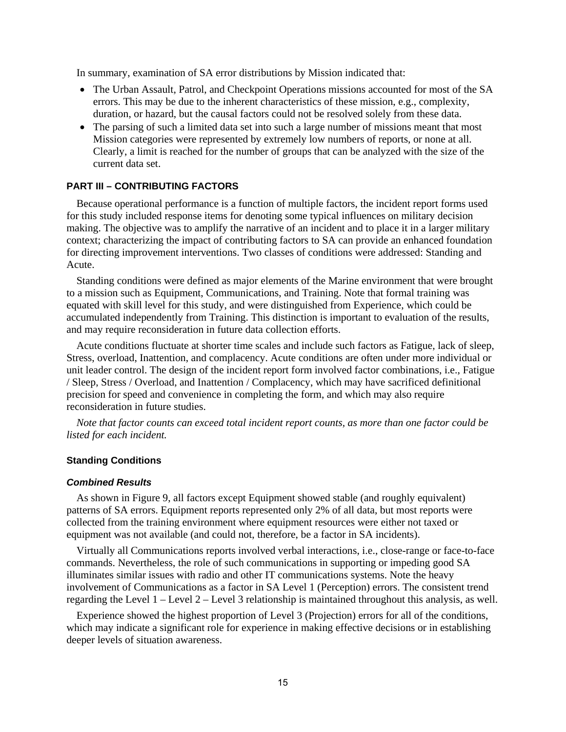In summary, examination of SA error distributions by Mission indicated that:

- The Urban Assault, Patrol, and Checkpoint Operations missions accounted for most of the SA errors. This may be due to the inherent characteristics of these mission, e.g., complexity, duration, or hazard, but the causal factors could not be resolved solely from these data.
- The parsing of such a limited data set into such a large number of missions meant that most Mission categories were represented by extremely low numbers of reports, or none at all. Clearly, a limit is reached for the number of groups that can be analyzed with the size of the current data set.

## PART III – CONTRIBUTING FACTORS

Because operational performance is a function of multiple factors, the incident report forms used for this study included response items for denoting some typical influences on military decision making. The objective was to amplify the narrative of an incident and to place it in a larger military context; characterizing the impact of contributing factors to SA can provide an enhanced foundation for directing improvement interventions. Two classes of conditions were addressed: Standing and Acute.

Standing conditions were defined as major elements of the Marine environment that were brought to a mission such as Equipment, Communications, and Training. Note that formal training was equated with skill level for this study, and were distinguished from Experience, which could be accumulated independently from Training. This distinction is important to evaluation of the results, and may require reconsideration in future data collection efforts.

Acute conditions fluctuate at shorter time scales and include such factors as Fatigue, lack of sleep, Stress, overload, Inattention, and complacency. Acute conditions are often under more individual or unit leader control. The design of the incident report form involved factor combinations, i.e., Fatigue / Sleep, Stress / Overload, and Inattention / Complacency, which may have sacrificed definitional precision for speed and convenience in completing the form, and which may also require reconsideration in future studies.

*Note that factor counts can exceed total incident report counts, as more than one factor could be listed for each incident.*

### Standing Conditions

#### *Combined Results*

As shown in Figure 9, all factors except Equipment showed stable (and roughly equivalent) patterns of SA errors. Equipment reports represented only 2% of all data, but most reports were collected from the training environment where equipment resources were either not taxed or equipment was not available (and could not, therefore, be a factor in SA incidents).

Virtually all Communications reports involved verbal interactions, i.e., close-range or face-to-face commands. Nevertheless, the role of such communications in supporting or impeding good SA illuminates similar issues with radio and other IT communications systems. Note the heavy involvement of Communications as a factor in SA Level 1 (Perception) errors. The consistent trend regarding the Level 1 – Level 2 – Level 3 relationship is maintained throughout this analysis, as well.

Experience showed the highest proportion of Level 3 (Projection) errors for all of the conditions, which may indicate a significant role for experience in making effective decisions or in establishing deeper levels of situation awareness.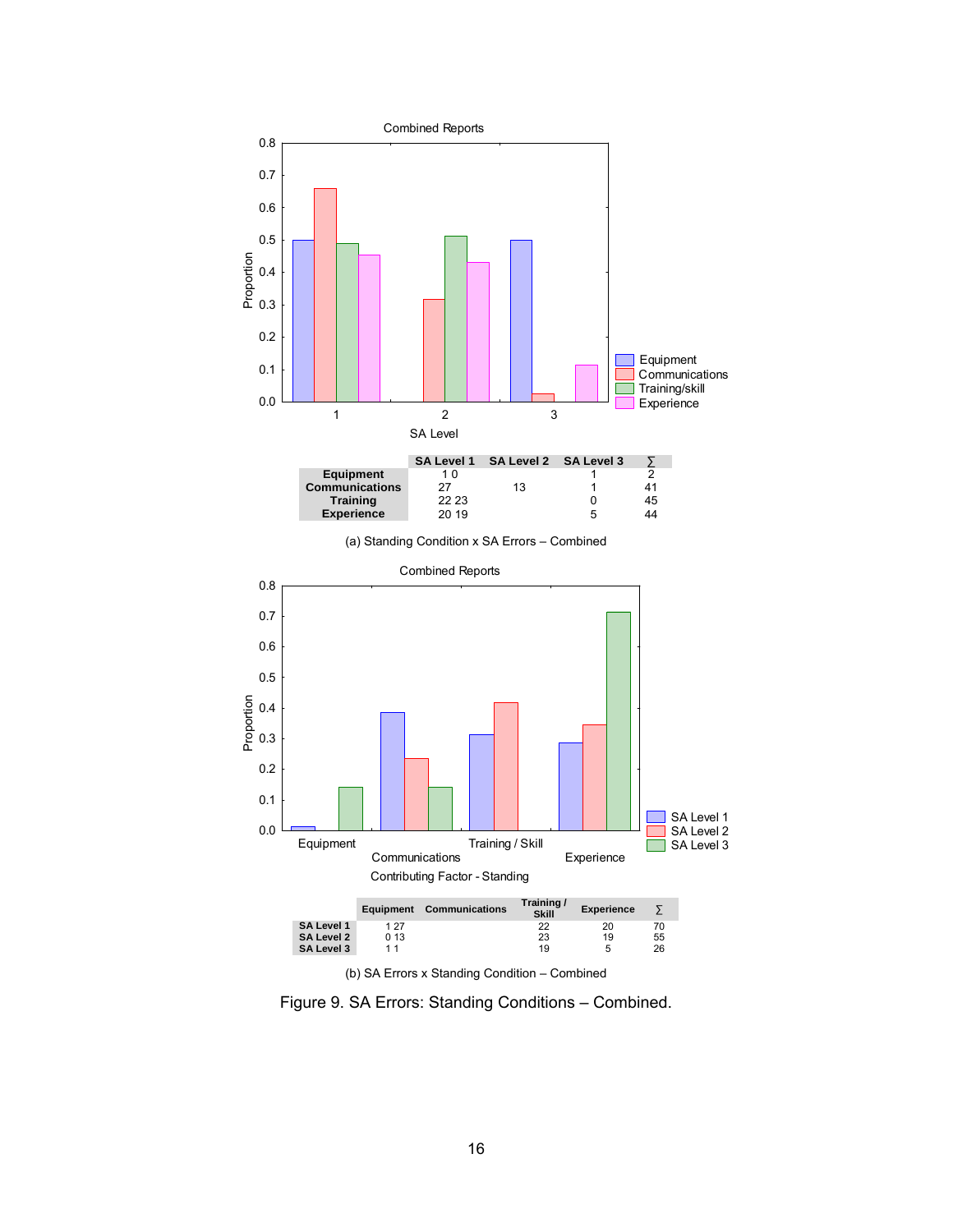Combined Reports

| | SA Level 1 | SA Level 2 | SA Level 3 | ∑ |
|---|---|---|---|---|
| **Equipment** | 1 0 | | 1 | 2 |
| **Communications** | 27 | 13 | 1 | 41 |
| **Training** | 22 23 | | 0 | 45 |
| **Experience** | 20 19 | | 5 | 44 |

(a) Standing Condition x SA Errors – Combined

Combined Reports

| | Equipment | Communications | Training / Skill | Experience | ∑ |
|---|---|---|---|---|---|
| **SA Level 1** | 1 27 | | 22 | 20 | 70 |
| **SA Level 2** | 0 13 | | 23 | 19 | 55 |
| **SA Level 3** | 1 1 | | 19 | 5 | 26 |

(b) SA Errors x Standing Condition – Combined

Figure 9. SA Errors: Standing Conditions – Combined.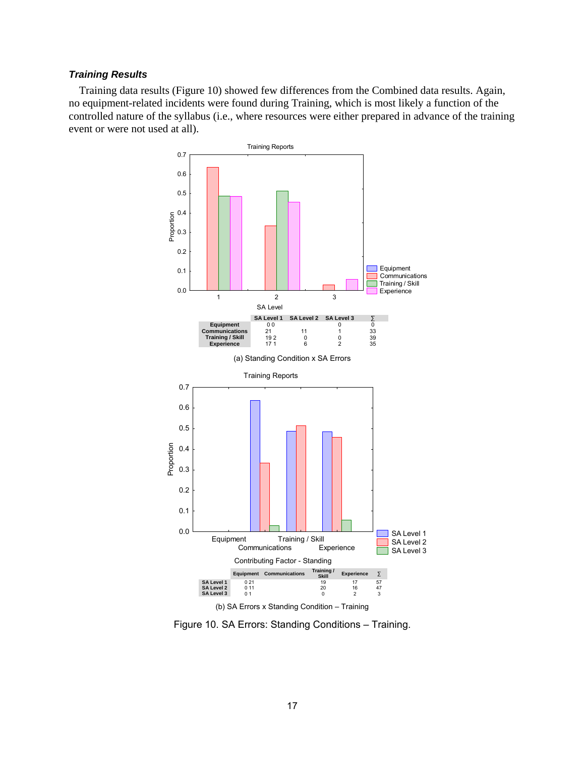### *Training Results*

Training data results (Figure 10) showed few differences from the Combined data results. Again, no equipment-related incidents were found during Training, which is most likely a function of the controlled nature of the syllabus (i.e., where resources were either prepared in advance of the training event or were not used at all).

|  | SA Level 1 | SA Level 2 | SA Level 3 | ∑ |
|---|---|---|---|---|
| Equipment | 0 0 |  | 0 | 0 |
| Communications | 21 | 11 | 1 | 33 |
| Training / Skill | 19 2 | 0 | 0 | 39 |
| Experience | 17 1 | 6 | 2 | 35 |

(a) Standing Condition x SA Errors

|  | Equipment | Communications | Training / Skill | Experience | ∑ |
|---|---|---|---|---|---|
| SA Level 1 | 0 21 |  | 19 | 17 | 57 |
| SA Level 2 | 0 11 |  | 20 | 16 | 47 |
| SA Level 3 | 0 1 |  | 0 | 2 | 3 |

(b) SA Errors x Standing Condition – Training

Figure 10. SA Errors: Standing Conditions – Training.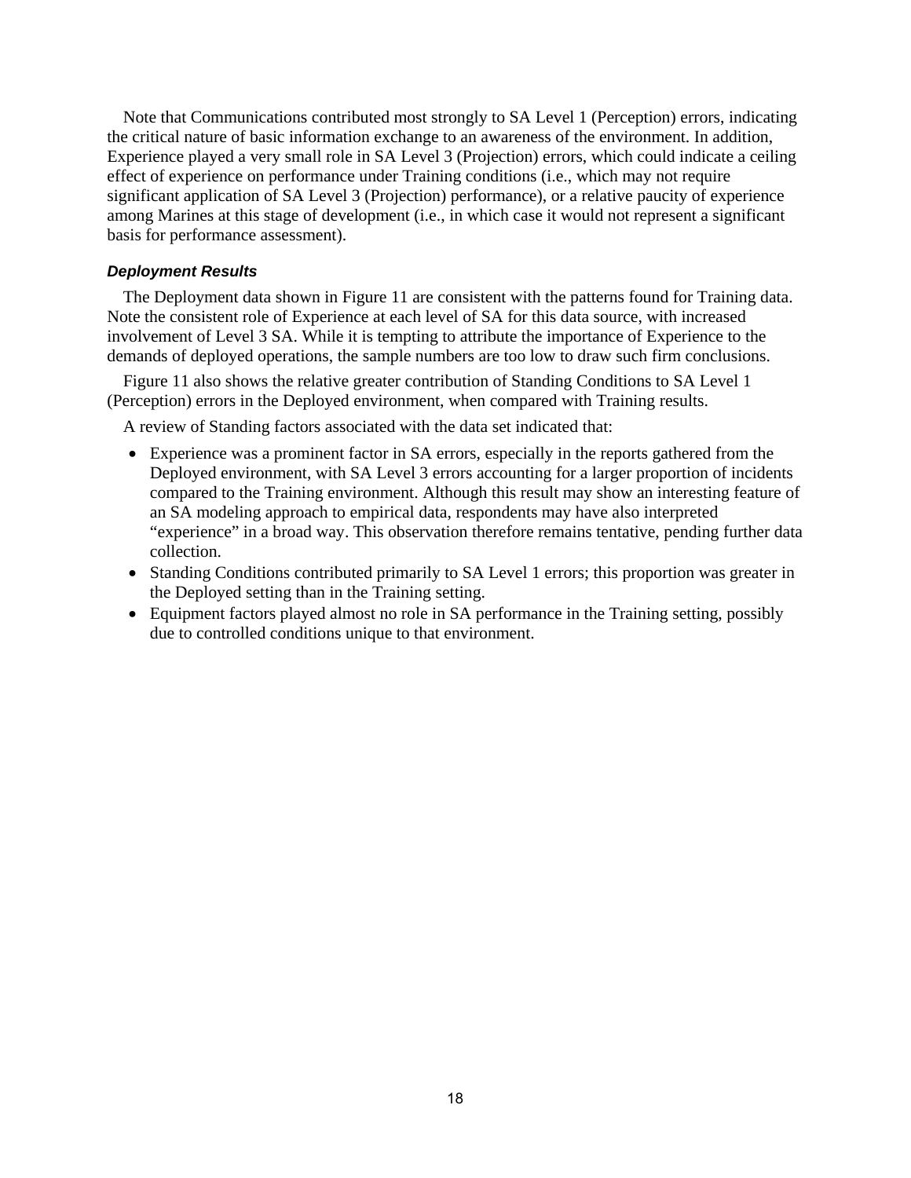Note that Communications contributed most strongly to SA Level 1 (Perception) errors, indicating the critical nature of basic information exchange to an awareness of the environment. In addition, Experience played a very small role in SA Level 3 (Projection) errors, which could indicate a ceiling effect of experience on performance under Training conditions (i.e., which may not require significant application of SA Level 3 (Projection) performance), or a relative paucity of experience among Marines at this stage of development (i.e., in which case it would not represent a significant basis for performance assessment).

### *Deployment Results*

The Deployment data shown in Figure 11 are consistent with the patterns found for Training data. Note the consistent role of Experience at each level of SA for this data source, with increased involvement of Level 3 SA. While it is tempting to attribute the importance of Experience to the demands of deployed operations, the sample numbers are too low to draw such firm conclusions.

Figure 11 also shows the relative greater contribution of Standing Conditions to SA Level 1 (Perception) errors in the Deployed environment, when compared with Training results.

A review of Standing factors associated with the data set indicated that:

- Experience was a prominent factor in SA errors, especially in the reports gathered from the Deployed environment, with SA Level 3 errors accounting for a larger proportion of incidents compared to the Training environment. Although this result may show an interesting feature of an SA modeling approach to empirical data, respondents may have also interpreted “experience” in a broad way. This observation therefore remains tentative, pending further data collection.
- Standing Conditions contributed primarily to SA Level 1 errors; this proportion was greater in the Deployed setting than in the Training setting.
- Equipment factors played almost no role in SA performance in the Training setting, possibly due to controlled conditions unique to that environment.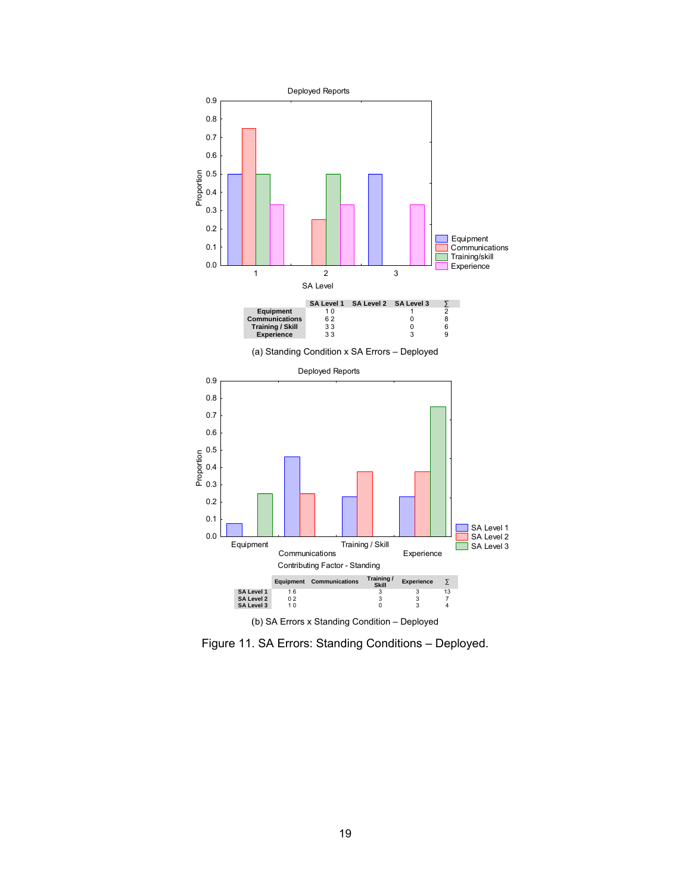Deployed Reports

| | SA Level 1 | SA Level 2 | SA Level 3 | ∑ |
|---|---|---|---|---|
| **Equipment** | 1 | 0 | 1 | 2 |
| **Communications** | 6 | 2 | 0 | 8 |
| **Training / Skill** | 3 | 3 | 0 | 6 |
| **Experience** | 3 | 3 | 3 | 9 |

(a) Standing Condition x SA Errors – Deployed

Deployed Reports

| | Equipment | Communications | Training / Skill | Experience | ∑ |
|---|---|---|---|---|---|
| **SA Level 1** | 1 | 6 | 3 | 3 | 13 |
| **SA Level 2** | 0 | 2 | 3 | 3 | 7 |
| **SA Level 3** | 1 | 0 | 0 | 3 | 4 |

(b) SA Errors x Standing Condition – Deployed

Figure 11. SA Errors: Standing Conditions – Deployed.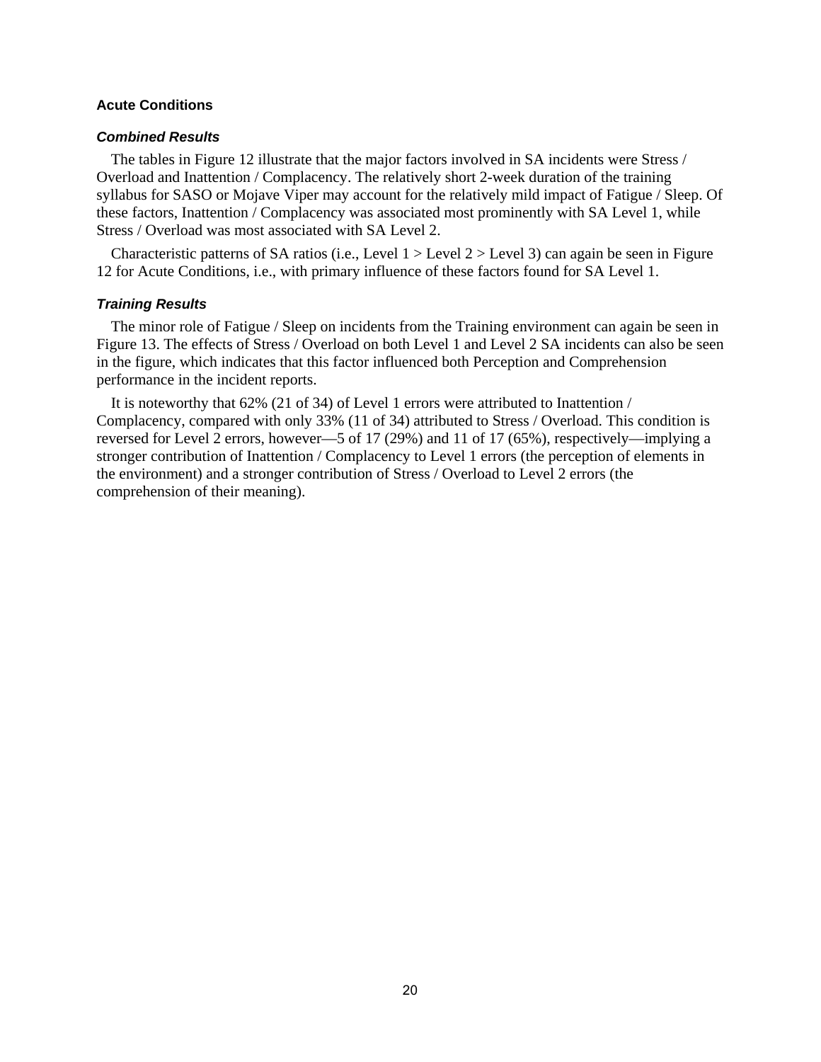### Acute Conditions

#### *Combined Results*

The tables in Figure 12 illustrate that the major factors involved in SA incidents were Stress / Overload and Inattention / Complacency. The relatively short 2-week duration of the training syllabus for SASO or Mojave Viper may account for the relatively mild impact of Fatigue / Sleep. Of these factors, Inattention / Complacency was associated most prominently with SA Level 1, while Stress / Overload was most associated with SA Level 2.

Characteristic patterns of SA ratios (i.e., Level 1 > Level 2 > Level 3) can again be seen in Figure 12 for Acute Conditions, i.e., with primary influence of these factors found for SA Level 1.

#### *Training Results*

The minor role of Fatigue / Sleep on incidents from the Training environment can again be seen in Figure 13. The effects of Stress / Overload on both Level 1 and Level 2 SA incidents can also be seen in the figure, which indicates that this factor influenced both Perception and Comprehension performance in the incident reports.

It is noteworthy that 62% (21 of 34) of Level 1 errors were attributed to Inattention / Complacency, compared with only 33% (11 of 34) attributed to Stress / Overload. This condition is reversed for Level 2 errors, however—5 of 17 (29%) and 11 of 17 (65%), respectively—implying a stronger contribution of Inattention / Complacency to Level 1 errors (the perception of elements in the environment) and a stronger contribution of Stress / Overload to Level 2 errors (the comprehension of their meaning).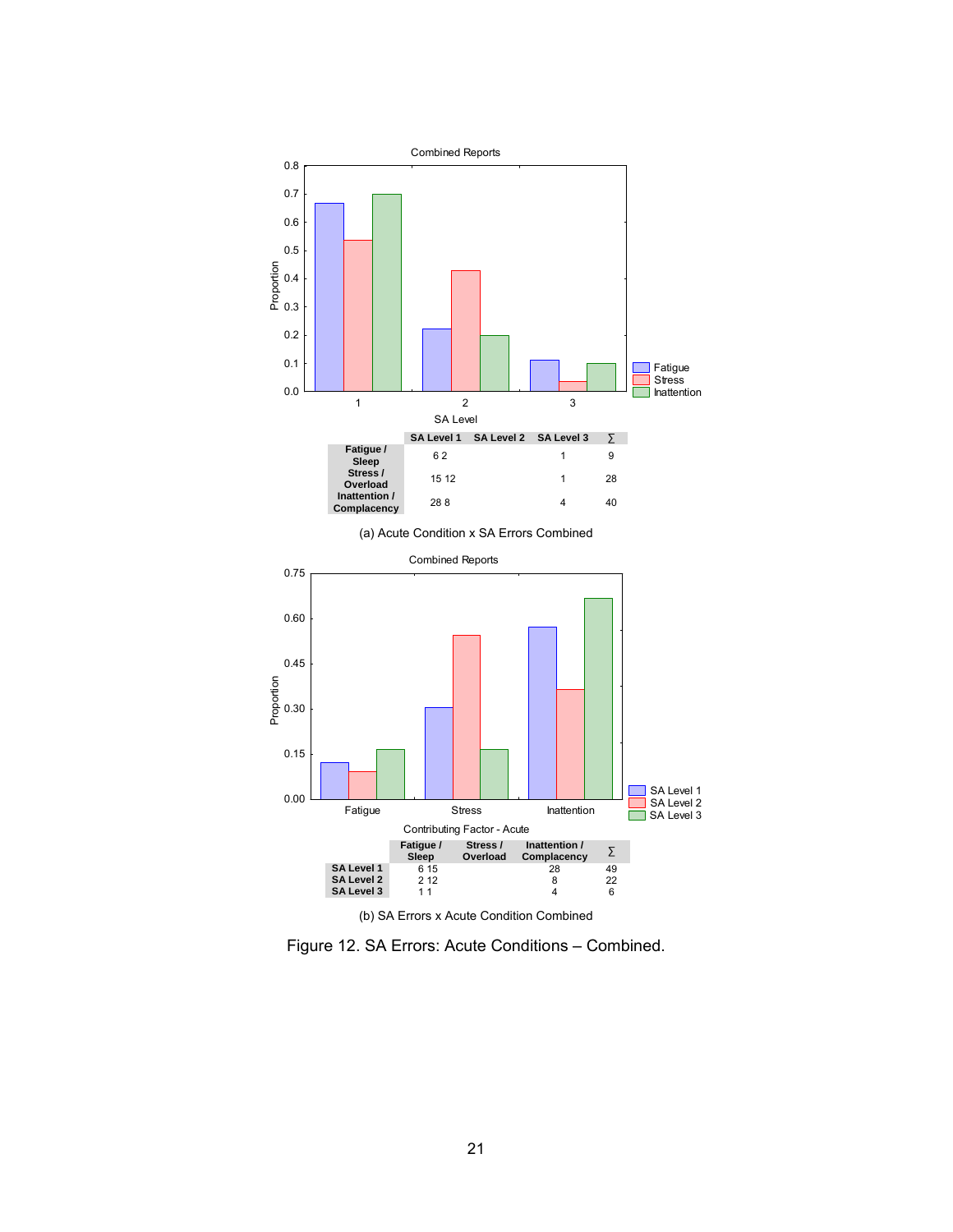Combined Reports

| | SA Level 1 | SA Level 2 | SA Level 3 | ∑ |
|---|---|---|---|---|
| Fatigue / Sleep | 6 2 | | 1 | 9 |
| Stress / Overload | 15 12 | | 1 | 28 |
| Inattention / Complacency | 28 8 | | 4 | 40 |

(a) Acute Condition x SA Errors Combined

Combined Reports

| | Fatigue / Sleep | Stress / Overload | Inattention / Complacency | ∑ |
|---|---|---|---|---|
| SA Level 1 | 6 15 | | 28 | 49 |
| SA Level 2 | 2 12 | | 8 | 22 |
| SA Level 3 | 1 1 | | 4 | 6 |

(b) SA Errors x Acute Condition Combined

Figure 12. SA Errors: Acute Conditions – Combined.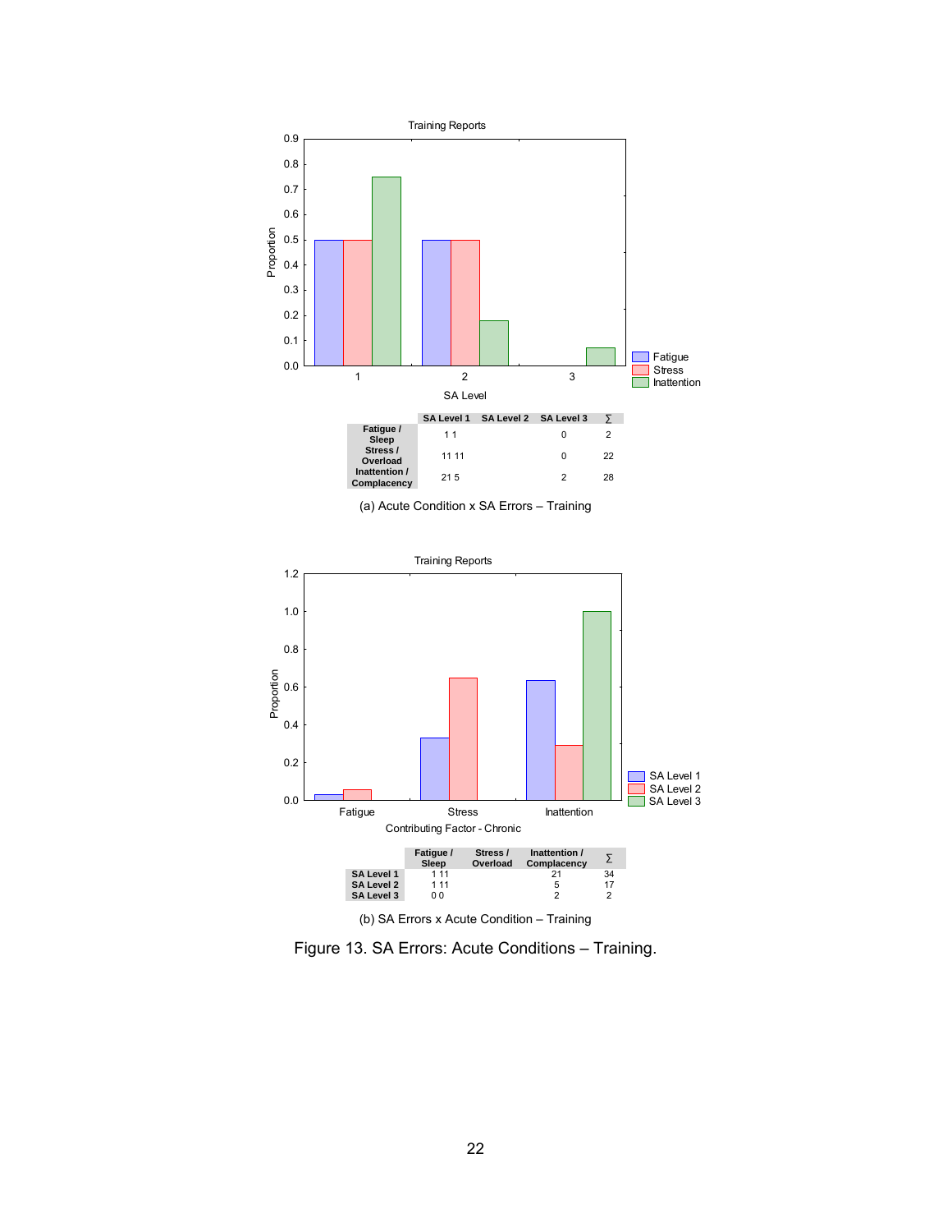Training Reports

| | SA Level 1 | SA Level 2 | SA Level 3 | ∑ |
|---|---|---|---|---|
| Fatigue / Sleep | 1 1 | | 0 | 2 |
| Stress / Overload | 11 11 | | 0 | 22 |
| Inattention / Complacency | 21 5 | | 2 | 28 |

(a) Acute Condition x SA Errors – Training

Training Reports

| | Fatigue / Sleep | Stress / Overload | Inattention / Complacency | ∑ |
|---|---|---|---|---|
| SA Level 1 | 1 11 | | 21 | 34 |
| SA Level 2 | 1 11 | | 5 | 17 |
| SA Level 3 | 0 0 | | 2 | 2 |

(b) SA Errors x Acute Condition – Training

Figure 13. SA Errors: Acute Conditions – Training.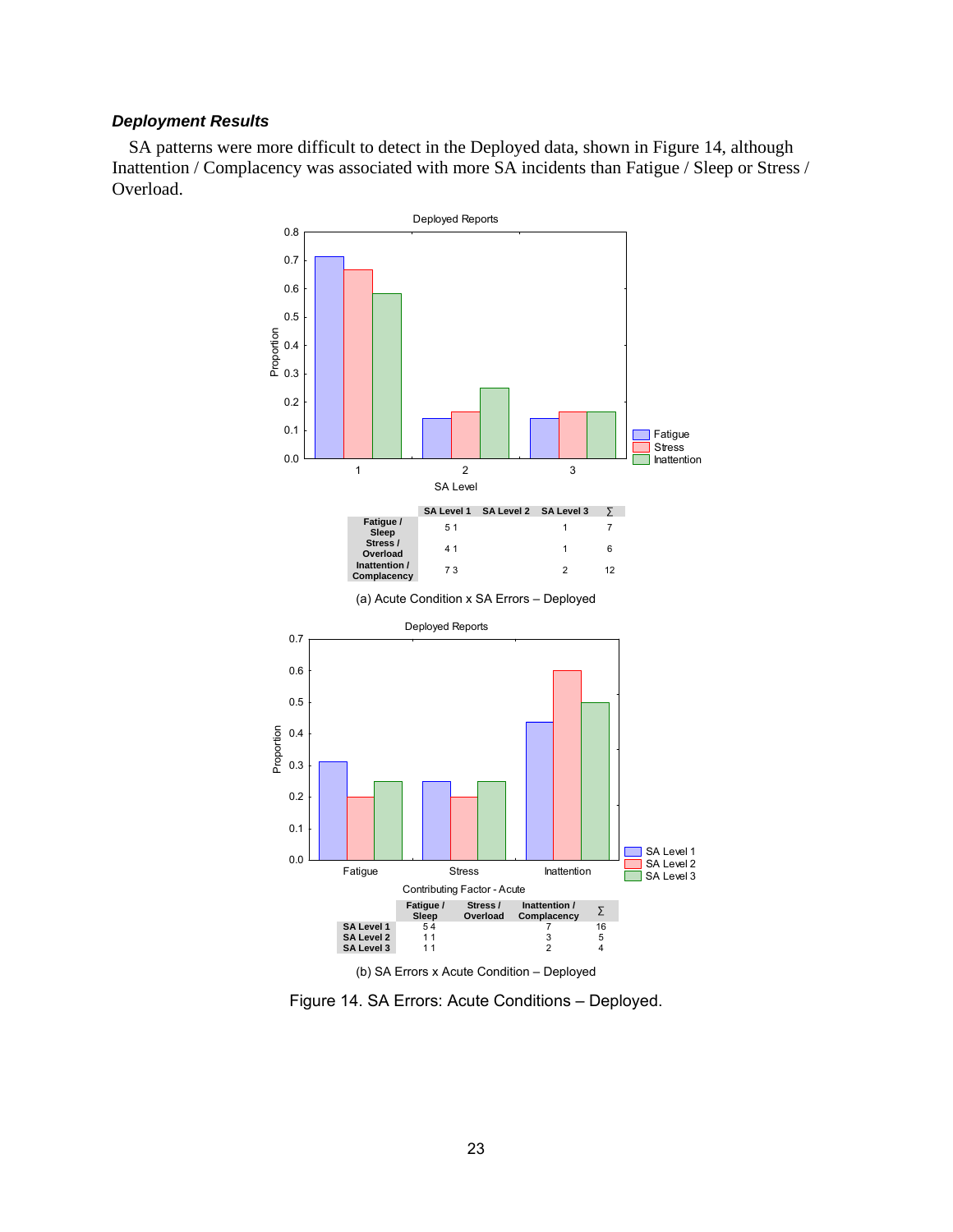### *Deployment Results*

SA patterns were more difficult to detect in the Deployed data, shown in Figure 14, although Inattention / Complacency was associated with more SA incidents than Fatigue / Sleep or Stress / Overload.

| | SA Level 1 | SA Level 2 | SA Level 3 | ∑ |
|---|---|---|---|---|
| Fatigue / Sleep | 5 1 | | 1 | 7 |
| Stress / Overload | 4 1 | | 1 | 6 |
| Inattention / Complacency | 7 3 | | 2 | 12 |

(a) Acute Condition x SA Errors – Deployed

| | Fatigue / Sleep | Stress / Overload | Inattention / Complacency | ∑ |
|---|---|---|---|---|
| SA Level 1 | 5 4 | | 7 | 16 |
| SA Level 2 | 1 1 | | 3 | 5 |
| SA Level 3 | 1 1 | | 2 | 4 |

(b) SA Errors x Acute Condition – Deployed

Figure 14. SA Errors: Acute Conditions – Deployed.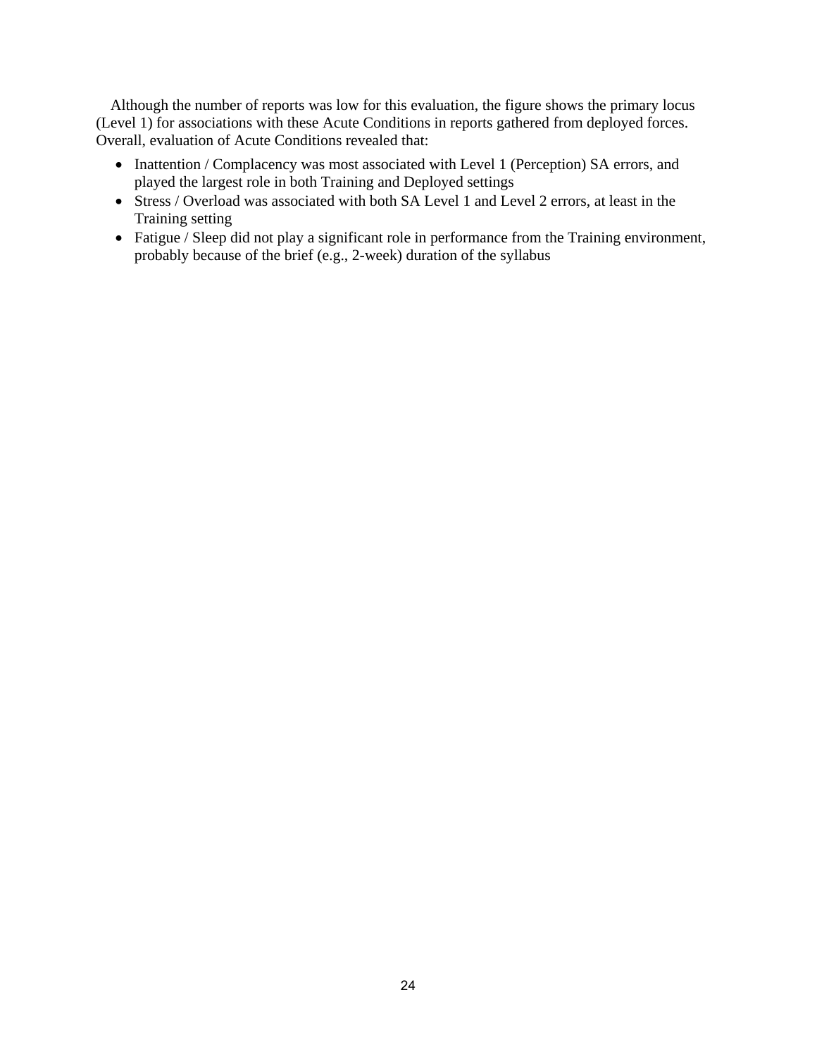Although the number of reports was low for this evaluation, the figure shows the primary locus (Level 1) for associations with these Acute Conditions in reports gathered from deployed forces. Overall, evaluation of Acute Conditions revealed that:

- Inattention / Complacency was most associated with Level 1 (Perception) SA errors, and played the largest role in both Training and Deployed settings
- Stress / Overload was associated with both SA Level 1 and Level 2 errors, at least in the Training setting
- Fatigue / Sleep did not play a significant role in performance from the Training environment, probably because of the brief (e.g., 2-week) duration of the syllabus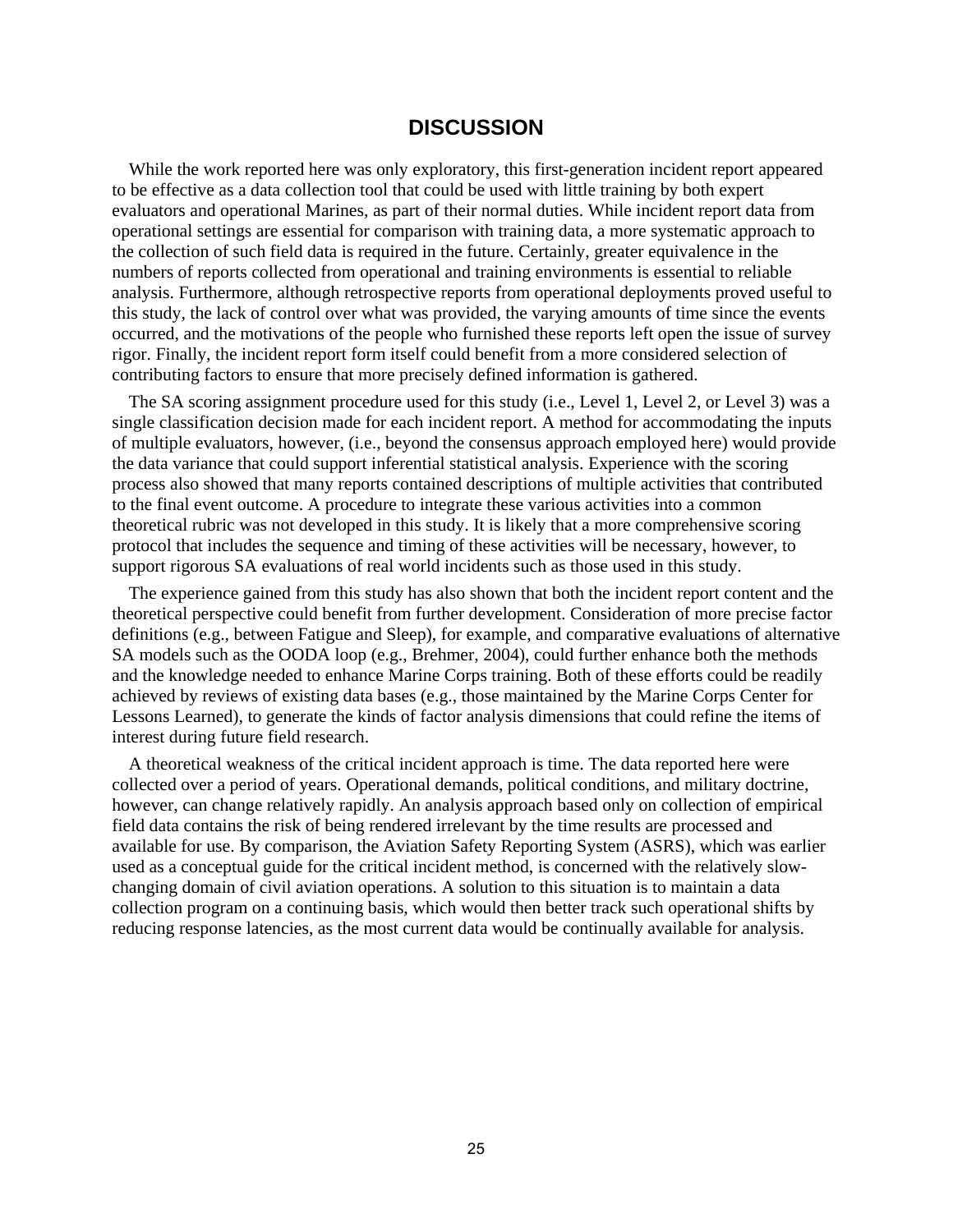# DISCUSSION

While the work reported here was only exploratory, this first-generation incident report appeared to be effective as a data collection tool that could be used with little training by both expert evaluators and operational Marines, as part of their normal duties. While incident report data from operational settings are essential for comparison with training data, a more systematic approach to the collection of such field data is required in the future. Certainly, greater equivalence in the numbers of reports collected from operational and training environments is essential to reliable analysis. Furthermore, although retrospective reports from operational deployments proved useful to this study, the lack of control over what was provided, the varying amounts of time since the events occurred, and the motivations of the people who furnished these reports left open the issue of survey rigor. Finally, the incident report form itself could benefit from a more considered selection of contributing factors to ensure that more precisely defined information is gathered.

The SA scoring assignment procedure used for this study (i.e., Level 1, Level 2, or Level 3) was a single classification decision made for each incident report. A method for accommodating the inputs of multiple evaluators, however, (i.e., beyond the consensus approach employed here) would provide the data variance that could support inferential statistical analysis. Experience with the scoring process also showed that many reports contained descriptions of multiple activities that contributed to the final event outcome. A procedure to integrate these various activities into a common theoretical rubric was not developed in this study. It is likely that a more comprehensive scoring protocol that includes the sequence and timing of these activities will be necessary, however, to support rigorous SA evaluations of real world incidents such as those used in this study.

The experience gained from this study has also shown that both the incident report content and the theoretical perspective could benefit from further development. Consideration of more precise factor definitions (e.g., between Fatigue and Sleep), for example, and comparative evaluations of alternative SA models such as the OODA loop (e.g., Brehmer, 2004), could further enhance both the methods and the knowledge needed to enhance Marine Corps training. Both of these efforts could be readily achieved by reviews of existing data bases (e.g., those maintained by the Marine Corps Center for Lessons Learned), to generate the kinds of factor analysis dimensions that could refine the items of interest during future field research.

A theoretical weakness of the critical incident approach is time. The data reported here were collected over a period of years. Operational demands, political conditions, and military doctrine, however, can change relatively rapidly. An analysis approach based only on collection of empirical field data contains the risk of being rendered irrelevant by the time results are processed and available for use. By comparison, the Aviation Safety Reporting System (ASRS), which was earlier used as a conceptual guide for the critical incident method, is concerned with the relatively slow-changing domain of civil aviation operations. A solution to this situation is to maintain a data collection program on a continuing basis, which would then better track such operational shifts by reducing response latencies, as the most current data would be continually available for analysis.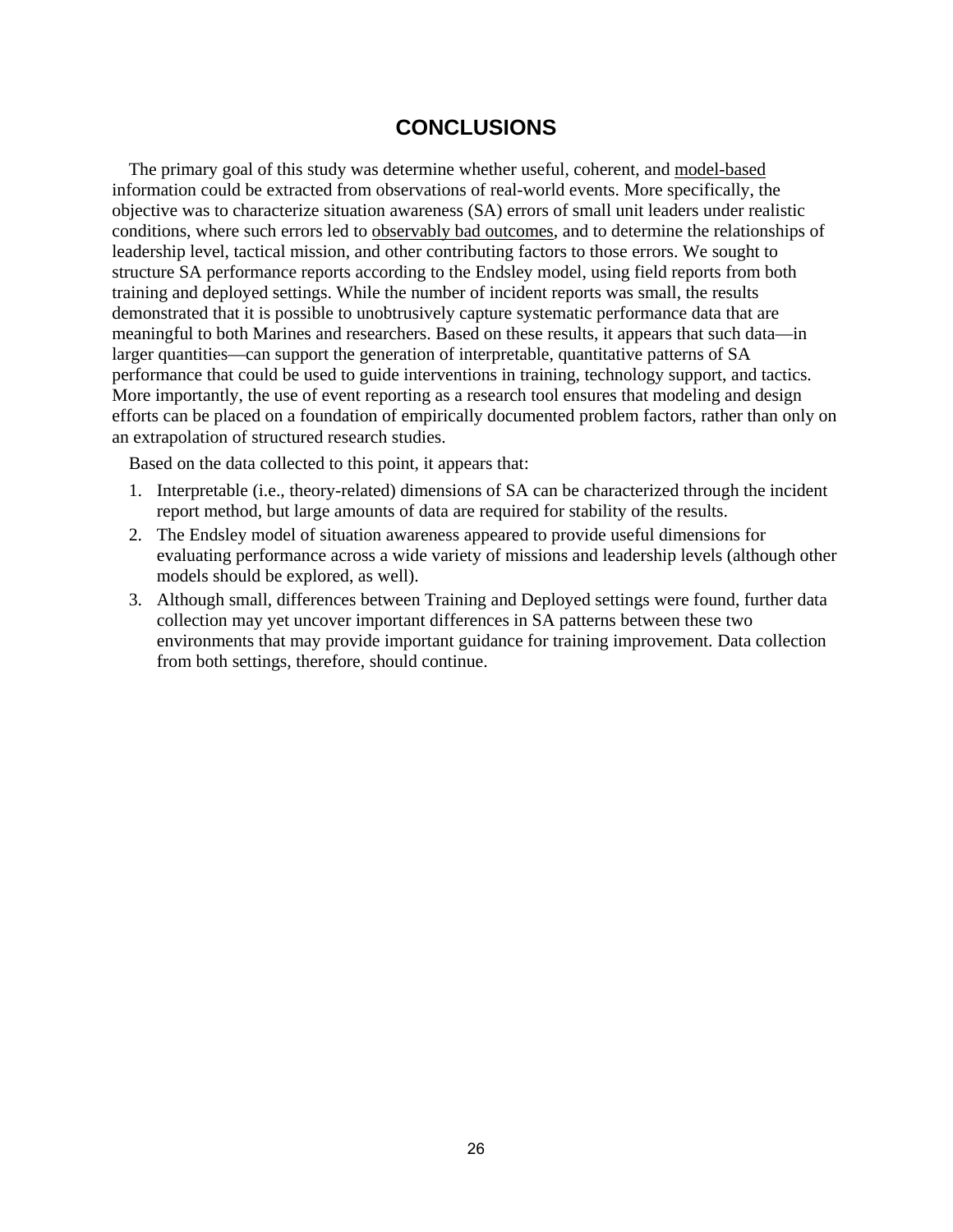# CONCLUSIONS

The primary goal of this study was determine whether useful, coherent, and <u>model-based</u> information could be extracted from observations of real-world events. More specifically, the objective was to characterize situation awareness (SA) errors of small unit leaders under realistic conditions, where such errors led to <u>observably bad outcomes</u>, and to determine the relationships of leadership level, tactical mission, and other contributing factors to those errors. We sought to structure SA performance reports according to the Endsley model, using field reports from both training and deployed settings. While the number of incident reports was small, the results demonstrated that it is possible to unobtrusively capture systematic performance data that are meaningful to both Marines and researchers. Based on these results, it appears that such data—in larger quantities—can support the generation of interpretable, quantitative patterns of SA performance that could be used to guide interventions in training, technology support, and tactics. More importantly, the use of event reporting as a research tool ensures that modeling and design efforts can be placed on a foundation of empirically documented problem factors, rather than only on an extrapolation of structured research studies.

Based on the data collected to this point, it appears that:

1. Interpretable (i.e., theory-related) dimensions of SA can be characterized through the incident report method, but large amounts of data are required for stability of the results.
2. The Endsley model of situation awareness appeared to provide useful dimensions for evaluating performance across a wide variety of missions and leadership levels (although other models should be explored, as well).
3. Although small, differences between Training and Deployed settings were found, further data collection may yet uncover important differences in SA patterns between these two environments that may provide important guidance for training improvement. Data collection from both settings, therefore, should continue.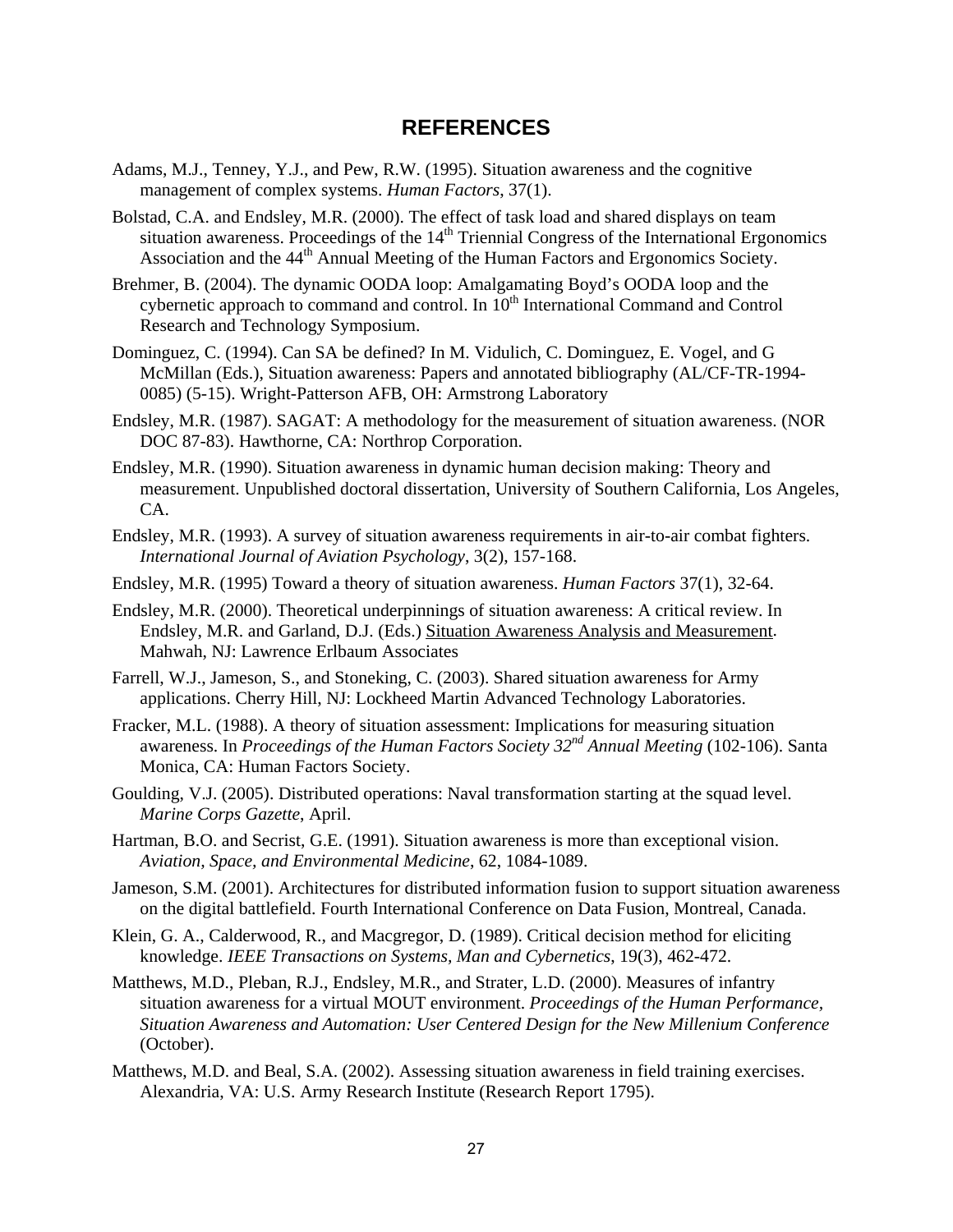# REFERENCES

Adams, M.J., Tenney, Y.J., and Pew, R.W. (1995). Situation awareness and the cognitive management of complex systems. *Human Factors*, 37(1).

Bolstad, C.A. and Endsley, M.R. (2000). The effect of task load and shared displays on team situation awareness. Proceedings of the 14th Triennial Congress of the International Ergonomics Association and the 44th Annual Meeting of the Human Factors and Ergonomics Society.

Brehmer, B. (2004). The dynamic OODA loop: Amalgamating Boyd's OODA loop and the cybernetic approach to command and control. In 10th International Command and Control Research and Technology Symposium.

Dominguez, C. (1994). Can SA be defined? In M. Vidulich, C. Dominguez, E. Vogel, and G McMillan (Eds.), Situation awareness: Papers and annotated bibliography (AL/CF-TR-1994-0085) (5-15). Wright-Patterson AFB, OH: Armstrong Laboratory

Endsley, M.R. (1987). SAGAT: A methodology for the measurement of situation awareness. (NOR DOC 87-83). Hawthorne, CA: Northrop Corporation.

Endsley, M.R. (1990). Situation awareness in dynamic human decision making: Theory and measurement. Unpublished doctoral dissertation, University of Southern California, Los Angeles, CA.

Endsley, M.R. (1993). A survey of situation awareness requirements in air-to-air combat fighters. *International Journal of Aviation Psychology*, 3(2), 157-168.

Endsley, M.R. (1995) Toward a theory of situation awareness. *Human Factors* 37(1), 32-64.

Endsley, M.R. (2000). Theoretical underpinnings of situation awareness: A critical review. In Endsley, M.R. and Garland, D.J. (Eds.) Situation Awareness Analysis and Measurement. Mahwah, NJ: Lawrence Erlbaum Associates

Farrell, W.J., Jameson, S., and Stoneking, C. (2003). Shared situation awareness for Army applications. Cherry Hill, NJ: Lockheed Martin Advanced Technology Laboratories.

Fracker, M.L. (1988). A theory of situation assessment: Implications for measuring situation awareness. In *Proceedings of the Human Factors Society 32nd Annual Meeting* (102-106). Santa Monica, CA: Human Factors Society.

Goulding, V.J. (2005). Distributed operations: Naval transformation starting at the squad level. *Marine Corps Gazette*, April.

Hartman, B.O. and Secrist, G.E. (1991). Situation awareness is more than exceptional vision. *Aviation, Space, and Environmental Medicine*, 62, 1084-1089.

Jameson, S.M. (2001). Architectures for distributed information fusion to support situation awareness on the digital battlefield. Fourth International Conference on Data Fusion, Montreal, Canada.

Klein, G. A., Calderwood, R., and Macgregor, D. (1989). Critical decision method for eliciting knowledge. *IEEE Transactions on Systems, Man and Cybernetics*, 19(3), 462-472.

Matthews, M.D., Pleban, R.J., Endsley, M.R., and Strater, L.D. (2000). Measures of infantry situation awareness for a virtual MOUT environment. *Proceedings of the Human Performance, Situation Awareness and Automation: User Centered Design for the New Millenium Conference* (October).

Matthews, M.D. and Beal, S.A. (2002). Assessing situation awareness in field training exercises. Alexandria, VA: U.S. Army Research Institute (Research Report 1795).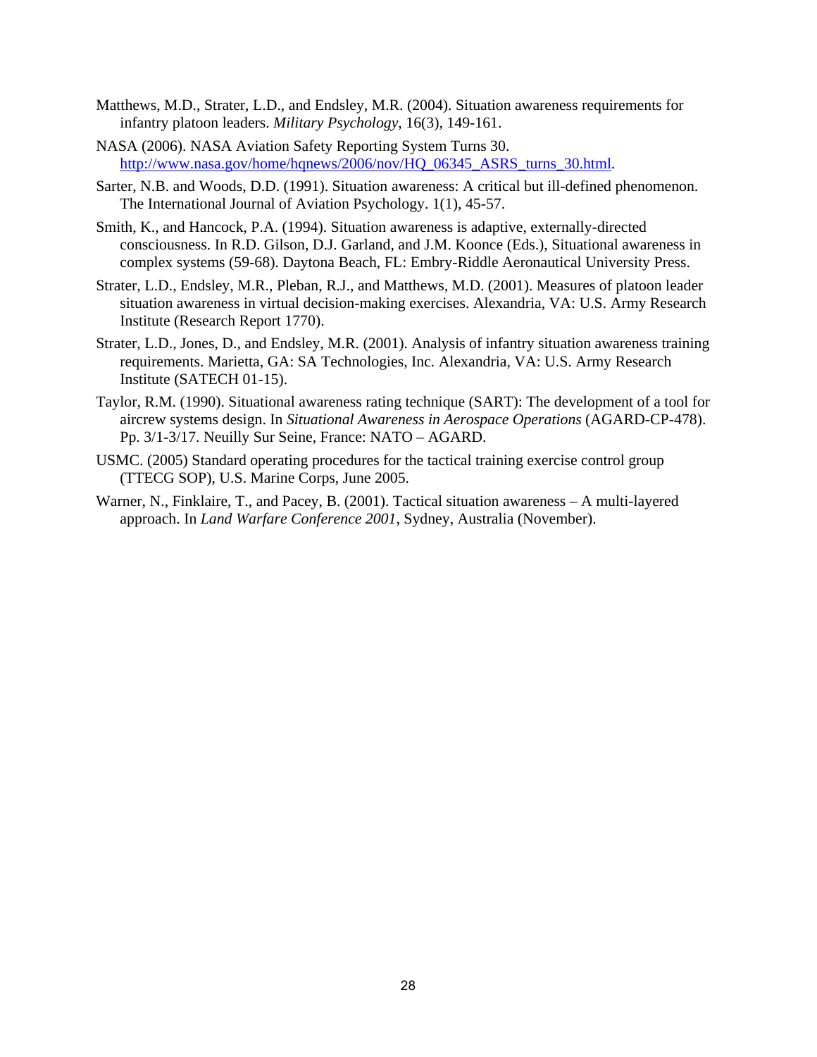Matthews, M.D., Strater, L.D., and Endsley, M.R. (2004). Situation awareness requirements for infantry platoon leaders. *Military Psychology*, 16(3), 149-161.

NASA (2006). NASA Aviation Safety Reporting System Turns 30. http://www.nasa.gov/home/hqnews/2006/nov/HQ_06345_ASRS_turns_30.html.

Sarter, N.B. and Woods, D.D. (1991). Situation awareness: A critical but ill-defined phenomenon. The International Journal of Aviation Psychology. 1(1), 45-57.

Smith, K., and Hancock, P.A. (1994). Situation awareness is adaptive, externally-directed consciousness. In R.D. Gilson, D.J. Garland, and J.M. Koonce (Eds.), Situational awareness in complex systems (59-68). Daytona Beach, FL: Embry-Riddle Aeronautical University Press.

Strater, L.D., Endsley, M.R., Pleban, R.J., and Matthews, M.D. (2001). Measures of platoon leader situation awareness in virtual decision-making exercises. Alexandria, VA: U.S. Army Research Institute (Research Report 1770).

Strater, L.D., Jones, D., and Endsley, M.R. (2001). Analysis of infantry situation awareness training requirements. Marietta, GA: SA Technologies, Inc. Alexandria, VA: U.S. Army Research Institute (SATECH 01-15).

Taylor, R.M. (1990). Situational awareness rating technique (SART): The development of a tool for aircrew systems design. In *Situational Awareness in Aerospace Operations* (AGARD-CP-478). Pp. 3/1-3/17. Neuilly Sur Seine, France: NATO – AGARD.

USMC. (2005) Standard operating procedures for the tactical training exercise control group (TTECG SOP), U.S. Marine Corps, June 2005.

Warner, N., Finklaire, T., and Pacey, B. (2001). Tactical situation awareness – A multi-layered approach. In *Land Warfare Conference 2001*, Sydney, Australia (November).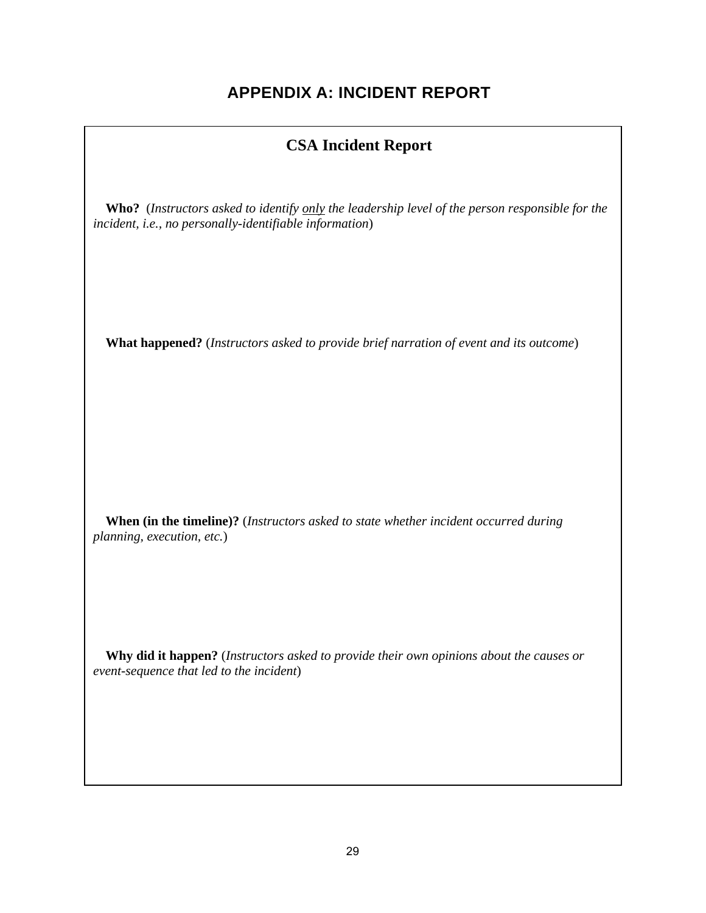# APPENDIX A: INCIDENT REPORT

## CSA Incident Report

**Who?** (*Instructors asked to identify <u>only</u> the leadership level of the person responsible for the incident, i.e., no personally-identifiable information*)

**What happened?** (*Instructors asked to provide brief narration of event and its outcome*)

**When (in the timeline)?** (*Instructors asked to state whether incident occurred during planning, execution, etc.*)

**Why did it happen?** (*Instructors asked to provide their own opinions about the causes or event-sequence that led to the incident*)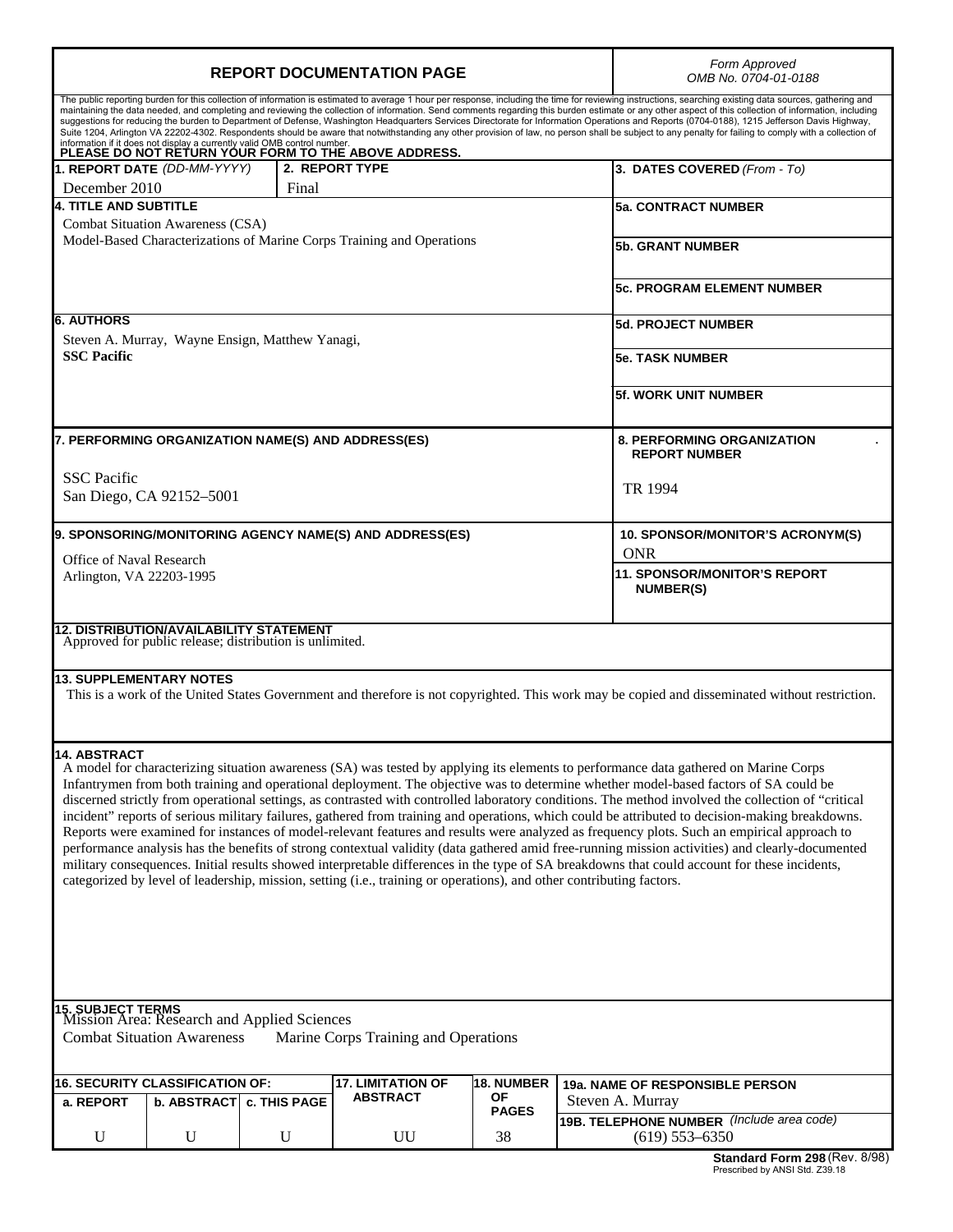# REPORT DOCUMENTATION PAGE

*Form Approved*
*OMB No. 0704-01-0188*

The public reporting burden for this collection of information is estimated to average 1 hour per response, including the time for reviewing instructions, searching existing data sources, gathering and maintaining the data needed, and completing and reviewing the collection of information. Send comments regarding this burden estimate or any other aspect of this collection of information, including suggestions for reducing the burden to Department of Defense, Washington Headquarters Services Directorate for Information Operations and Reports (0704-0188), 1215 Jefferson Davis Highway, Suite 1204, Arlington VA 22202-4302. Respondents should be aware that notwithstanding any other provision of law, no person shall be subject to any penalty for failing to comply with a collection of information if it does not display a currently valid OMB control number.

**PLEASE DO NOT RETURN YOUR FORM TO THE ABOVE ADDRESS.**

| 1. REPORT DATE *(DD-MM-YYYY)* | 2. REPORT TYPE | 3. DATES COVERED *(From - To)* |
|---|---|---|
| December 2010 | Final | |

**4. TITLE AND SUBTITLE**
Combat Situation Awareness (CSA)
Model-Based Characterizations of Marine Corps Training and Operations

**5a. CONTRACT NUMBER**

**5b. GRANT NUMBER**

**5c. PROGRAM ELEMENT NUMBER**

**6. AUTHORS**
Steven A. Murray, Wayne Ensign, Matthew Yanagi,
**SSC Pacific**

**5d. PROJECT NUMBER**

**5e. TASK NUMBER**

**5f. WORK UNIT NUMBER**

**7. PERFORMING ORGANIZATION NAME(S) AND ADDRESS(ES)**
SSC Pacific
San Diego, CA 92152–5001

**8. PERFORMING ORGANIZATION REPORT NUMBER**
TR 1994

**9. SPONSORING/MONITORING AGENCY NAME(S) AND ADDRESS(ES)**
Office of Naval Research
Arlington, VA 22203-1995

**10. SPONSOR/MONITOR'S ACRONYM(S)**
ONR

**11. SPONSOR/MONITOR'S REPORT NUMBER(S)**

**12. DISTRIBUTION/AVAILABILITY STATEMENT**
Approved for public release; distribution is unlimited.

**13. SUPPLEMENTARY NOTES**
This is a work of the United States Government and therefore is not copyrighted. This work may be copied and disseminated without restriction.

**14. ABSTRACT**
A model for characterizing situation awareness (SA) was tested by applying its elements to performance data gathered on Marine Corps Infantrymen from both training and operational deployment. The objective was to determine whether model-based factors of SA could be discerned strictly from operational settings, as contrasted with controlled laboratory conditions. The method involved the collection of "critical incident" reports of serious military failures, gathered from training and operations, which could be attributed to decision-making breakdowns. Reports were examined for instances of model-relevant features and results were analyzed as frequency plots. Such an empirical approach to performance analysis has the benefits of strong contextual validity (data gathered amid free-running mission activities) and clearly-documented military consequences. Initial results showed interpretable differences in the type of SA breakdowns that could account for these incidents, categorized by level of leadership, mission, setting (i.e., training or operations), and other contributing factors.

**15. SUBJECT TERMS**
Mission Area: Research and Applied Sciences
Combat Situation Awareness    Marine Corps Training and Operations

| 16. SECURITY CLASSIFICATION OF: a. REPORT | b. ABSTRACT | c. THIS PAGE | 17. LIMITATION OF ABSTRACT | 18. NUMBER OF PAGES | 19a. NAME OF RESPONSIBLE PERSON |
|---|---|---|---|---|---|
| | | | | | Steven A. Murray |
| | | | | | 19B. TELEPHONE NUMBER *(Include area code)* |
| U | U | U | UU | 38 | (619) 553–6350 |

**Standard Form 298** (Rev. 8/98)
Prescribed by ANSI Std. Z39.18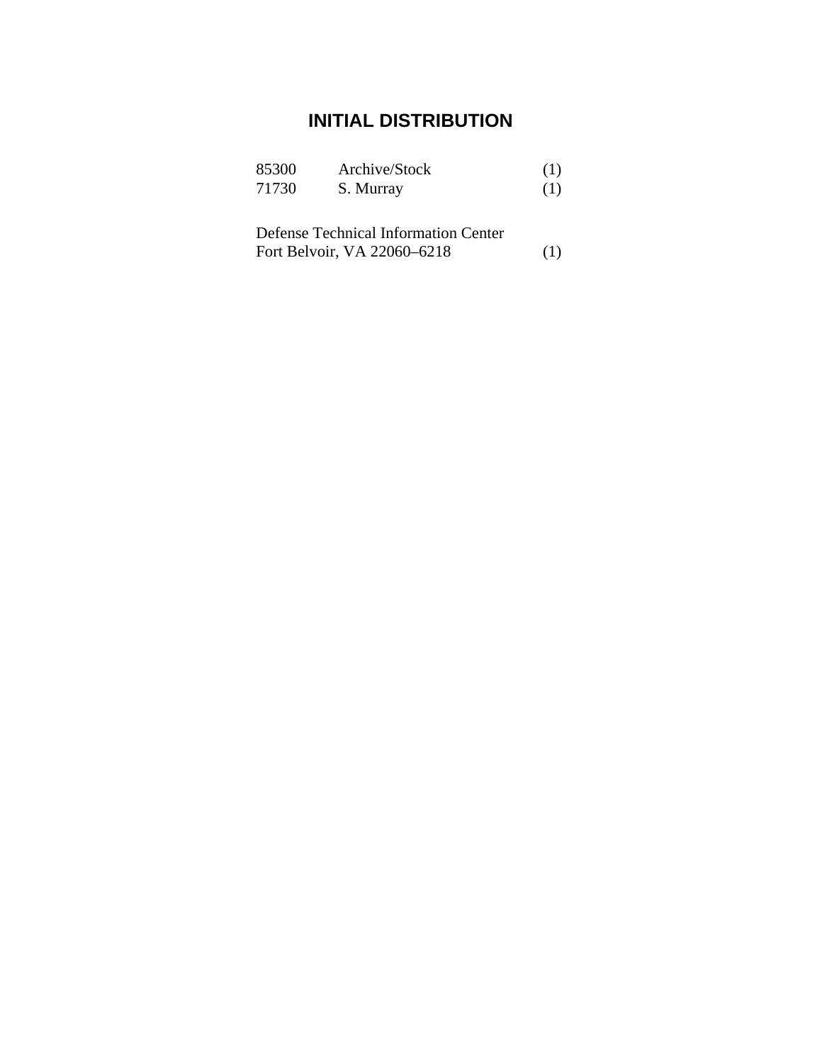# INITIAL DISTRIBUTION

| | | |
|---|---|---|
| 85300 | Archive/Stock | (1) |
| 71730 | S. Murray | (1) |

Defense Technical Information Center
Fort Belvoir, VA 22060–6218 (1)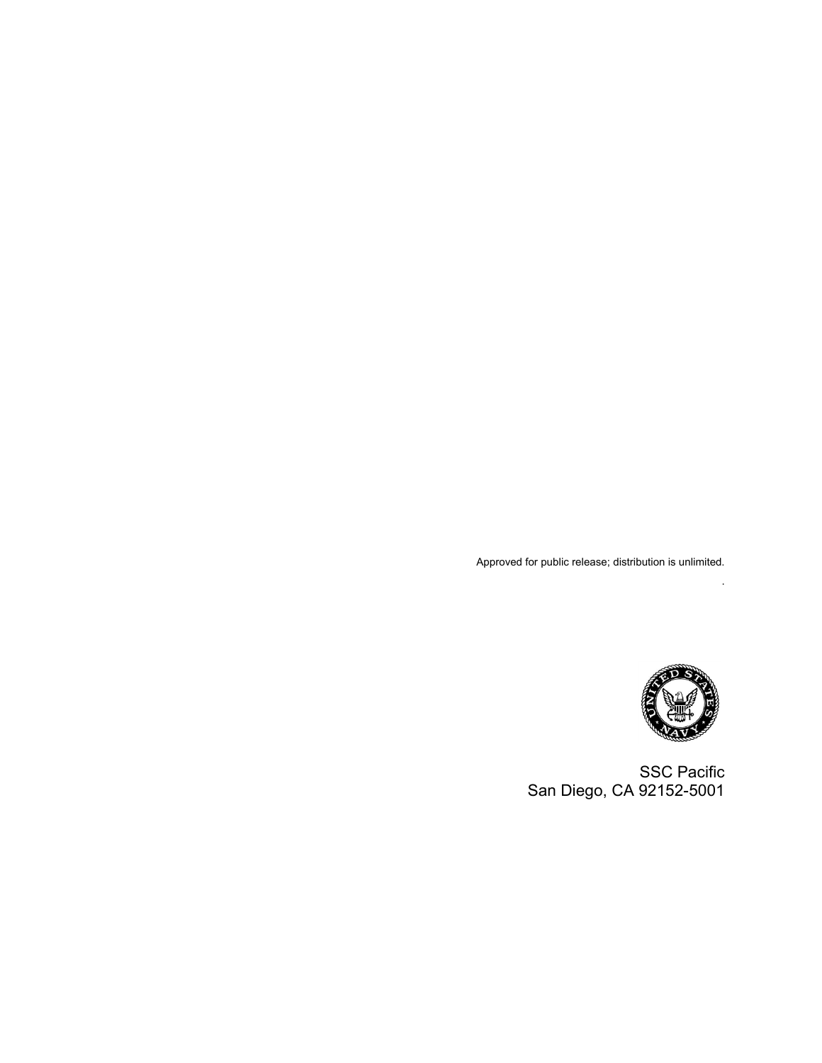Approved for public release; distribution is unlimited.

SSC Pacific
San Diego, CA 92152-5001